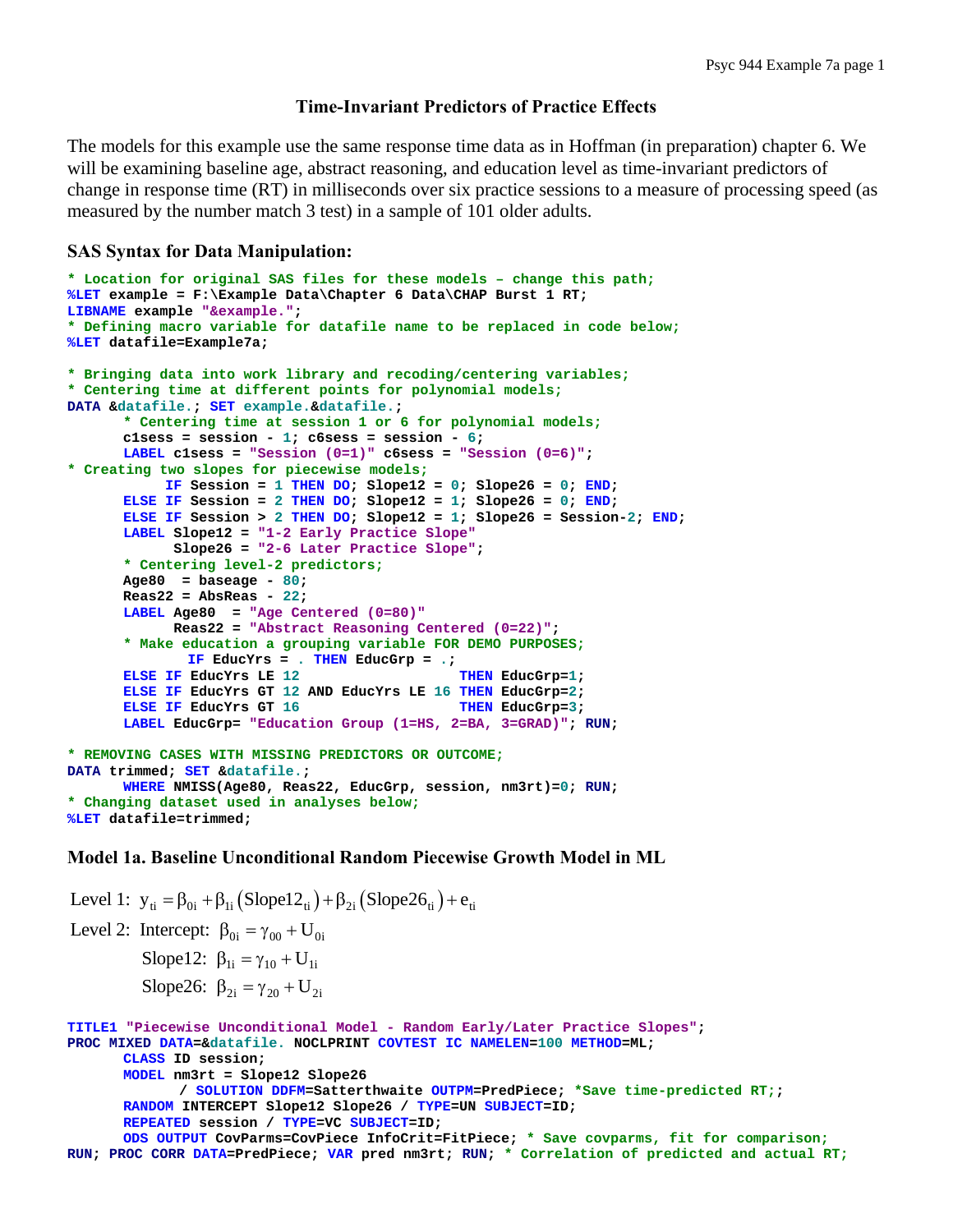# Time-Invariant Predictors of Practice Effects

The models for this example use the same response time data as in Hoffman (in preparation) chapter 6. We will be examining baseline age, abstract reasoning, and education level as time-invariant predictors of change in response time (RT) in milliseconds over six practice sessions to a measure of processing speed (as measured by the number match 3 test) in a sample of 101 older adults.

## SAS Syntax for Data Manipulation:

```
* Location for original SAS files for these models – change this path;
%LET example = F:\Example Data\Chapter 6 Data\CHAP Burst 1 RT;
LIBNAME example "&example.";
* Defining macro variable for datafile name to be replaced in code below;
%LET datafile=Example7a;

* Bringing data into work library and recoding/centering variables;
* Centering time at different points for polynomial models;
DATA &datafile.; SET example.&datafile.;
      * Centering time at session 1 or 6 for polynomial models;
      c1sess = session - 1; c6sess = session - 6;
      LABEL c1sess = "Session (0=1)" c6sess = "Session (0=6)";
* Creating two slopes for piecewise models;
           IF Session = 1 THEN DO; Slope12 = 0; Slope26 = 0; END;
      ELSE IF Session = 2 THEN DO; Slope12 = 1; Slope26 = 0; END;
      ELSE IF Session > 2 THEN DO; Slope12 = 1; Slope26 = Session-2; END;
      LABEL Slope12 = "1-2 Early Practice Slope"
            Slope26 = "2-6 Later Practice Slope";
      * Centering level-2 predictors;
      Age80  = baseage - 80;
      Reas22 = AbsReas - 22;
      LABEL Age80  = "Age Centered (0=80)"
            Reas22 = "Abstract Reasoning Centered (0=22)";
      * Make education a grouping variable FOR DEMO PURPOSES;
            IF EducYrs = . THEN EducGrp = .;
      ELSE IF EducYrs LE 12                 THEN EducGrp=1;
      ELSE IF EducYrs GT 12 AND EducYrs LE 16 THEN EducGrp=2;
      ELSE IF EducYrs GT 16                 THEN EducGrp=3;
      LABEL EducGrp= "Education Group (1=HS, 2=BA, 3=GRAD)"; RUN;

* REMOVING CASES WITH MISSING PREDICTORS OR OUTCOME;
DATA trimmed; SET &datafile.;
      WHERE NMISS(Age80, Reas22, EducGrp, session, nm3rt)=0; RUN;
* Changing dataset used in analyses below;
%LET datafile=trimmed;
```

## Model 1a. Baseline Unconditional Random Piecewise Growth Model in ML

Level 1: $y_{ti} = \beta_{0i} + \beta_{1i}\left(\text{Slope12}_{ti}\right) + \beta_{2i}\left(\text{Slope26}_{ti}\right) + e_{ti}$

Level 2: Intercept: $\beta_{0i} = \gamma_{00} + U_{0i}$

Slope12: $\beta_{1i} = \gamma_{10} + U_{1i}$

Slope26: $\beta_{2i} = \gamma_{20} + U_{2i}$

```
TITLE1 "Piecewise Unconditional Model - Random Early/Later Practice Slopes";
PROC MIXED DATA=&datafile. NOCLPRINT COVTEST IC NAMELEN=100 METHOD=ML;
      CLASS ID session;
      MODEL nm3rt = Slope12 Slope26
            / SOLUTION DDFM=Satterthwaite OUTPM=PredPiece; *Save time-predicted RT;;
      RANDOM INTERCEPT Slope12 Slope26 / TYPE=UN SUBJECT=ID;
      REPEATED session / TYPE=VC SUBJECT=ID;
      ODS OUTPUT CovParms=CovPiece InfoCrit=FitPiece; * Save covparms, fit for comparison;
RUN; PROC CORR DATA=PredPiece; VAR pred nm3rt; RUN; * Correlation of predicted and actual RT;
```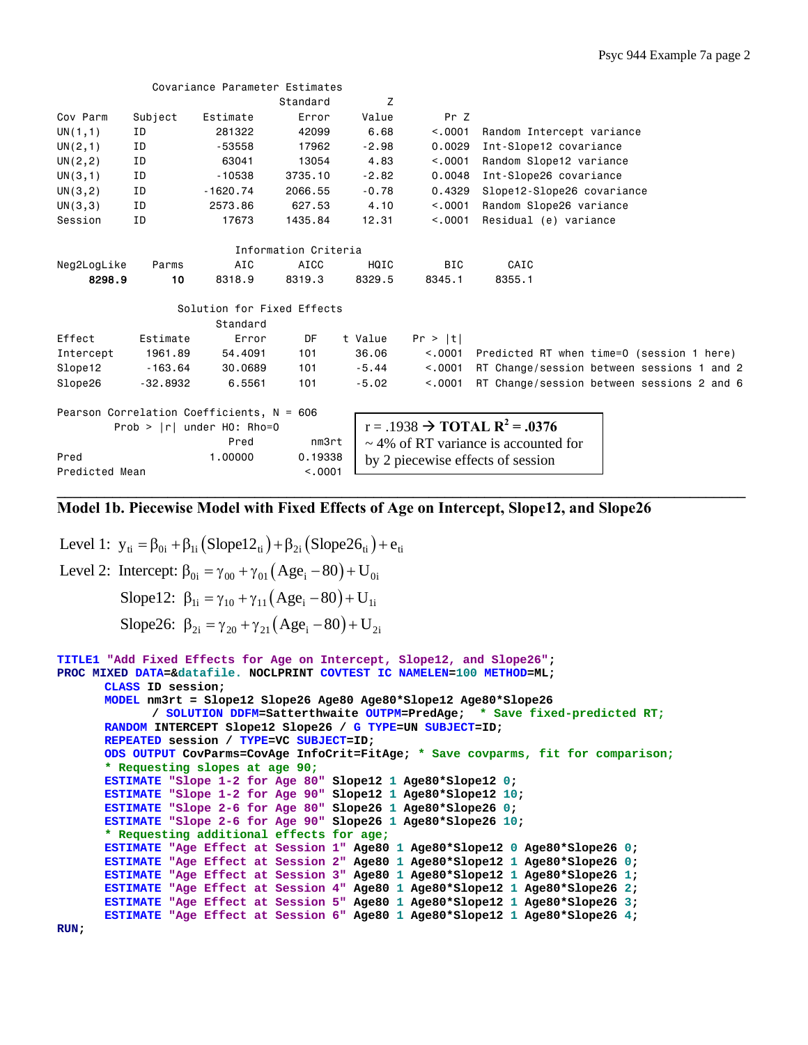Covariance Parameter Estimates

| Cov Parm | Subject | Estimate | Standard Error | Z Value | Pr Z | |
|---|---|---|---|---|---|---|
| UN(1,1) | ID | 281322 | 42099 | 6.68 | <.0001 | Random Intercept variance |
| UN(2,1) | ID | -53558 | 17962 | -2.98 | 0.0029 | Int-Slope12 covariance |
| UN(2,2) | ID | 63041 | 13054 | 4.83 | <.0001 | Random Slope12 variance |
| UN(3,1) | ID | -10538 | 3735.10 | -2.82 | 0.0048 | Int-Slope26 covariance |
| UN(3,2) | ID | -1620.74 | 2066.55 | -0.78 | 0.4329 | Slope12-Slope26 covariance |
| UN(3,3) | ID | 2573.86 | 627.53 | 4.10 | <.0001 | Random Slope26 variance |
| Session | ID | 17673 | 1435.84 | 12.31 | <.0001 | Residual (e) variance |

Information Criteria

| Neg2LogLike | Parms | AIC | AICC | HQIC | BIC | CAIC |
|---|---|---|---|---|---|---|
| **8298.9** | **10** | 8318.9 | 8319.3 | 8329.5 | 8345.1 | 8355.1 |

Solution for Fixed Effects

| Effect | Estimate | Standard Error | DF | t Value | Pr > \|t\| | |
|---|---|---|---|---|---|---|
| Intercept | 1961.89 | 54.4091 | 101 | 36.06 | <.0001 | Predicted RT when time=0 (session 1 here) |
| Slope12 | -163.64 | 30.0689 | 101 | -5.44 | <.0001 | RT Change/session between sessions 1 and 2 |
| Slope26 | -32.8932 | 6.5561 | 101 | -5.02 | <.0001 | RT Change/session between sessions 2 and 6 |

Pearson Correlation Coefficients, N = 606
Prob > |r| under H0: Rho=0

| | Pred | nm3rt |
|---|---|---|
| Pred | 1.00000 | 0.19338 |
| Predicted Mean | | <.0001 |

r = .1938 → **TOTAL $R^2$ = .0376**
~ 4% of RT variance is accounted for by 2 piecewise effects of session

## Model 1b. Piecewise Model with Fixed Effects of Age on Intercept, Slope12, and Slope26

Level 1: $y_{ti} = \beta_{0i} + \beta_{1i}(\text{Slope12}_{ti}) + \beta_{2i}(\text{Slope26}_{ti}) + e_{ti}$

Level 2: Intercept: $\beta_{0i} = \gamma_{00} + \gamma_{01}(\text{Age}_i - 80) + U_{0i}$

Slope12: $\beta_{1i} = \gamma_{10} + \gamma_{11}(\text{Age}_i - 80) + U_{1i}$

Slope26: $\beta_{2i} = \gamma_{20} + \gamma_{21}(\text{Age}_i - 80) + U_{2i}$

```
TITLE1 "Add Fixed Effects for Age on Intercept, Slope12, and Slope26";
PROC MIXED DATA=&datafile. NOCLPRINT COVTEST IC NAMELEN=100 METHOD=ML;
      CLASS ID session;
      MODEL nm3rt = Slope12 Slope26 Age80 Age80*Slope12 Age80*Slope26
            / SOLUTION DDFM=Satterthwaite OUTPM=PredAge;  * Save fixed-predicted RT;
      RANDOM INTERCEPT Slope12 Slope26 / G TYPE=UN SUBJECT=ID;
      REPEATED session / TYPE=VC SUBJECT=ID;
      ODS OUTPUT CovParms=CovAge InfoCrit=FitAge; * Save covparms, fit for comparison;
      * Requesting slopes at age 90;
      ESTIMATE "Slope 1-2 for Age 80" Slope12 1 Age80*Slope12 0;
      ESTIMATE "Slope 1-2 for Age 90" Slope12 1 Age80*Slope12 10;
      ESTIMATE "Slope 2-6 for Age 80" Slope26 1 Age80*Slope26 0;
      ESTIMATE "Slope 2-6 for Age 90" Slope26 1 Age80*Slope26 10;
      * Requesting additional effects for age;
      ESTIMATE "Age Effect at Session 1" Age80 1 Age80*Slope12 0 Age80*Slope26 0;
      ESTIMATE "Age Effect at Session 2" Age80 1 Age80*Slope12 1 Age80*Slope26 0;
      ESTIMATE "Age Effect at Session 3" Age80 1 Age80*Slope12 1 Age80*Slope26 1;
      ESTIMATE "Age Effect at Session 4" Age80 1 Age80*Slope12 1 Age80*Slope26 2;
      ESTIMATE "Age Effect at Session 5" Age80 1 Age80*Slope12 1 Age80*Slope26 3;
      ESTIMATE "Age Effect at Session 6" Age80 1 Age80*Slope12 1 Age80*Slope26 4;
RUN;
```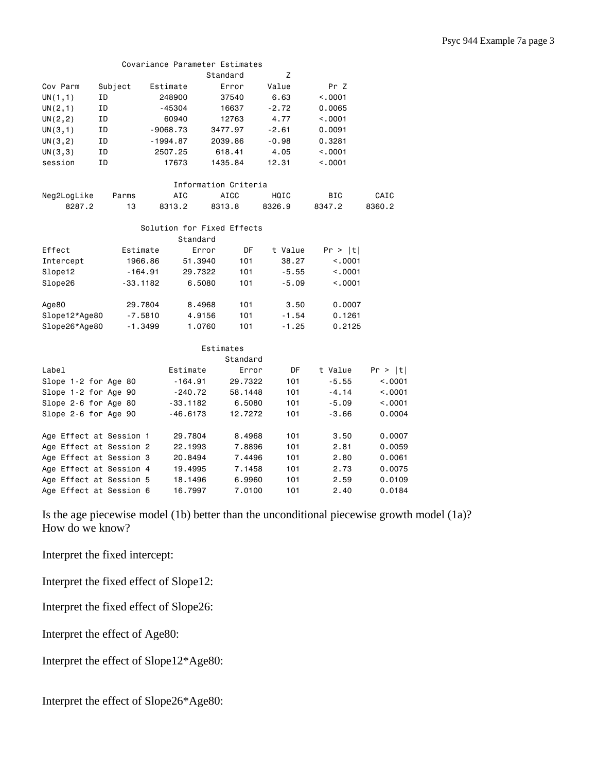Covariance Parameter Estimates

| Cov Parm | Subject | Estimate | Standard Error | Z Value | Pr Z |
|---|---|---|---|---|---|
| UN(1,1) | ID | 248900 | 37540 | 6.63 | <.0001 |
| UN(2,1) | ID | -45304 | 16637 | -2.72 | 0.0065 |
| UN(2,2) | ID | 60940 | 12763 | 4.77 | <.0001 |
| UN(3,1) | ID | -9068.73 | 3477.97 | -2.61 | 0.0091 |
| UN(3,2) | ID | -1994.87 | 2039.86 | -0.98 | 0.3281 |
| UN(3,3) | ID | 2507.25 | 618.41 | 4.05 | <.0001 |
| session | ID | 17673 | 1435.84 | 12.31 | <.0001 |

Information Criteria

| Neg2LogLike | Parms | AIC | AICC | HQIC | BIC | CAIC |
|---|---|---|---|---|---|---|
| 8287.2 | 13 | 8313.2 | 8313.8 | 8326.9 | 8347.2 | 8360.2 |

Solution for Fixed Effects

| Effect | Estimate | Standard Error | DF | t Value | Pr > \|t\| |
|---|---|---|---|---|---|
| Intercept | 1966.86 | 51.3940 | 101 | 38.27 | <.0001 |
| Slope12 | -164.91 | 29.7322 | 101 | -5.55 | <.0001 |
| Slope26 | -33.1182 | 6.5080 | 101 | -5.09 | <.0001 |
| Age80 | 29.7804 | 8.4968 | 101 | 3.50 | 0.0007 |
| Slope12*Age80 | -7.5810 | 4.9156 | 101 | -1.54 | 0.1261 |
| Slope26*Age80 | -1.3499 | 1.0760 | 101 | -1.25 | 0.2125 |

Estimates

| Label | Estimate | Standard Error | DF | t Value | Pr > \|t\| |
|---|---|---|---|---|---|
| Slope 1-2 for Age 80 | -164.91 | 29.7322 | 101 | -5.55 | <.0001 |
| Slope 1-2 for Age 90 | -240.72 | 58.1448 | 101 | -4.14 | <.0001 |
| Slope 2-6 for Age 80 | -33.1182 | 6.5080 | 101 | -5.09 | <.0001 |
| Slope 2-6 for Age 90 | -46.6173 | 12.7272 | 101 | -3.66 | 0.0004 |
| Age Effect at Session 1 | 29.7804 | 8.4968 | 101 | 3.50 | 0.0007 |
| Age Effect at Session 2 | 22.1993 | 7.8896 | 101 | 2.81 | 0.0059 |
| Age Effect at Session 3 | 20.8494 | 7.4496 | 101 | 2.80 | 0.0061 |
| Age Effect at Session 4 | 19.4995 | 7.1458 | 101 | 2.73 | 0.0075 |
| Age Effect at Session 5 | 18.1496 | 6.9960 | 101 | 2.59 | 0.0109 |
| Age Effect at Session 6 | 16.7997 | 7.0100 | 101 | 2.40 | 0.0184 |

Is the age piecewise model (1b) better than the unconditional piecewise growth model (1a)? How do we know?

Interpret the fixed intercept:

Interpret the fixed effect of Slope12:

Interpret the fixed effect of Slope26:

Interpret the effect of Age80:

Interpret the effect of Slope12*Age80:

Interpret the effect of Slope26*Age80: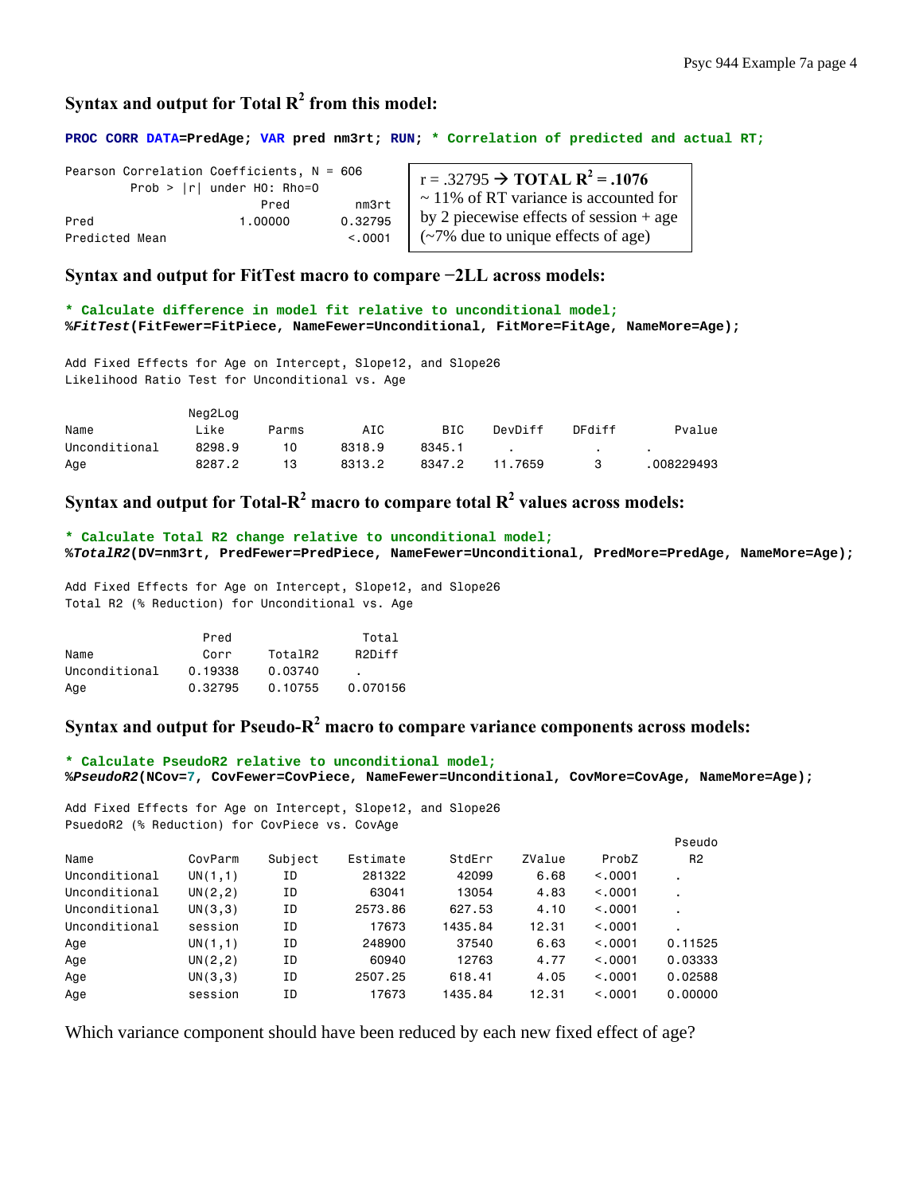## Syntax and output for Total $R^2$ from this model:

```
PROC CORR DATA=PredAge; VAR pred nm3rt; RUN; * Correlation of predicted and actual RT;
```

```
Pearson Correlation Coefficients, N = 606
        Prob > |r| under H0: Rho=0
                          Pred          nm3rt
Pred                   1.00000        0.32795
Predicted Mean                         <.0001
```

r = .32795 → **TOTAL $R^2$ = .1076**
~ 11% of RT variance is accounted for by 2 piecewise effects of session + age (~7% due to unique effects of age)

## Syntax and output for FitTest macro to compare −2LL across models:

```
* Calculate difference in model fit relative to unconditional model;
%FitTest(FitFewer=FitPiece, NameFewer=Unconditional, FitMore=FitAge, NameMore=Age);
```

Add Fixed Effects for Age on Intercept, Slope12, and Slope26
Likelihood Ratio Test for Unconditional vs. Age

| Name | Neg2Log Like | Parms | AIC | BIC | DevDiff | DFdiff | Pvalue |
|---|---|---|---|---|---|---|---|
| Unconditional | 8298.9 | 10 | 8318.9 | 8345.1 | . | . | . |
| Age | 8287.2 | 13 | 8313.2 | 8347.2 | 11.7659 | 3 | .008229493 |

## Syntax and output for Total-$R^2$ macro to compare total $R^2$ values across models:

```
* Calculate Total R2 change relative to unconditional model;
%TotalR2(DV=nm3rt, PredFewer=PredPiece, NameFewer=Unconditional, PredMore=PredAge, NameMore=Age);
```

Add Fixed Effects for Age on Intercept, Slope12, and Slope26
Total R2 (% Reduction) for Unconditional vs. Age

| Name | Pred Corr | TotalR2 | Total R2Diff |
|---|---|---|---|
| Unconditional | 0.19338 | 0.03740 | . |
| Age | 0.32795 | 0.10755 | 0.070156 |

## Syntax and output for Pseudo-$R^2$ macro to compare variance components across models:

```
* Calculate PseudoR2 relative to unconditional model;
%PseudoR2(NCov=7, CovFewer=CovPiece, NameFewer=Unconditional, CovMore=CovAge, NameMore=Age);
```

Add Fixed Effects for Age on Intercept, Slope12, and Slope26
PsuedoR2 (% Reduction) for CovPiece vs. CovAge

| Name | CovParm | Subject | Estimate | StdErr | ZValue | ProbZ | Pseudo R2 |
|---|---|---|---|---|---|---|---|
| Unconditional | UN(1,1) | ID | 281322 | 42099 | 6.68 | <.0001 | . |
| Unconditional | UN(2,2) | ID | 63041 | 13054 | 4.83 | <.0001 | . |
| Unconditional | UN(3,3) | ID | 2573.86 | 627.53 | 4.10 | <.0001 | . |
| Unconditional | session | ID | 17673 | 1435.84 | 12.31 | <.0001 | . |
| Age | UN(1,1) | ID | 248900 | 37540 | 6.63 | <.0001 | 0.11525 |
| Age | UN(2,2) | ID | 60940 | 12763 | 4.77 | <.0001 | 0.03333 |
| Age | UN(3,3) | ID | 2507.25 | 618.41 | 4.05 | <.0001 | 0.02588 |
| Age | session | ID | 17673 | 1435.84 | 12.31 | <.0001 | 0.00000 |

Which variance component should have been reduced by each new fixed effect of age?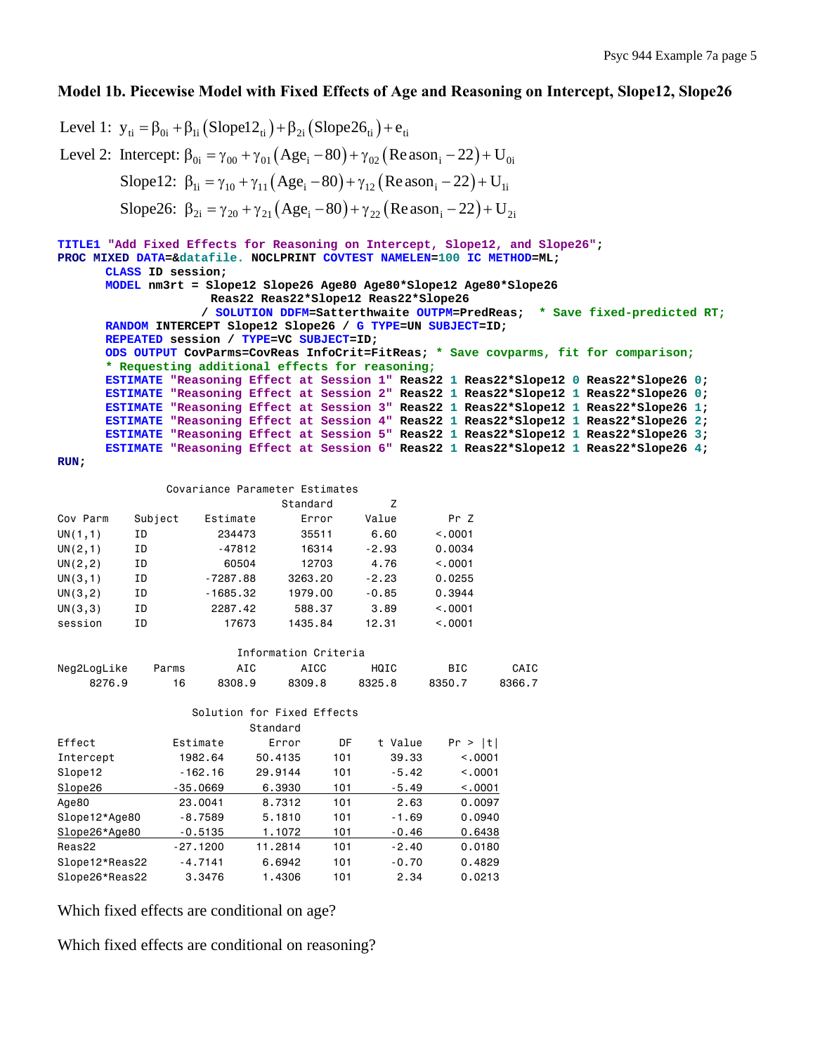### Model 1b. Piecewise Model with Fixed Effects of Age and Reasoning on Intercept, Slope12, Slope26

$$\text{Level 1: } y_{ti} = \beta_{0i} + \beta_{1i}\left(\text{Slope12}_{ti}\right) + \beta_{2i}\left(\text{Slope26}_{ti}\right) + e_{ti}$$

$$\text{Level 2: Intercept: } \beta_{0i} = \gamma_{00} + \gamma_{01}\left(\text{Age}_i - 80\right) + \gamma_{02}\left(\text{Reason}_i - 22\right) + U_{0i}$$

$$\text{Slope12: } \beta_{1i} = \gamma_{10} + \gamma_{11}\left(\text{Age}_i - 80\right) + \gamma_{12}\left(\text{Reason}_i - 22\right) + U_{1i}$$

$$\text{Slope26: } \beta_{2i} = \gamma_{20} + \gamma_{21}\left(\text{Age}_i - 80\right) + \gamma_{22}\left(\text{Reason}_i - 22\right) + U_{2i}$$

```
TITLE1 "Add Fixed Effects for Reasoning on Intercept, Slope12, and Slope26";
PROC MIXED DATA=&datafile. NOCLPRINT COVTEST NAMELEN=100 IC METHOD=ML;
      CLASS ID session;
      MODEL nm3rt = Slope12 Slope26 Age80 Age80*Slope12 Age80*Slope26
                    Reas22 Reas22*Slope12 Reas22*Slope26
                  / SOLUTION DDFM=Satterthwaite OUTPM=PredReas;  * Save fixed-predicted RT;
      RANDOM INTERCEPT Slope12 Slope26 / G TYPE=UN SUBJECT=ID;
      REPEATED session / TYPE=VC SUBJECT=ID;
      ODS OUTPUT CovParms=CovReas InfoCrit=FitReas; * Save covparms, fit for comparison;
      * Requesting additional effects for reasoning;
      ESTIMATE "Reasoning Effect at Session 1" Reas22 1 Reas22*Slope12 0 Reas22*Slope26 0;
      ESTIMATE "Reasoning Effect at Session 2" Reas22 1 Reas22*Slope12 1 Reas22*Slope26 0;
      ESTIMATE "Reasoning Effect at Session 3" Reas22 1 Reas22*Slope12 1 Reas22*Slope26 1;
      ESTIMATE "Reasoning Effect at Session 4" Reas22 1 Reas22*Slope12 1 Reas22*Slope26 2;
      ESTIMATE "Reasoning Effect at Session 5" Reas22 1 Reas22*Slope12 1 Reas22*Slope26 3;
      ESTIMATE "Reasoning Effect at Session 6" Reas22 1 Reas22*Slope12 1 Reas22*Slope26 4;
RUN;
```

Covariance Parameter Estimates

| Cov Parm | Subject | Estimate | Standard Error | Z Value | Pr Z |
|---|---|---|---|---|---|
| UN(1,1) | ID | 234473 | 35511 | 6.60 | <.0001 |
| UN(2,1) | ID | -47812 | 16314 | -2.93 | 0.0034 |
| UN(2,2) | ID | 60504 | 12703 | 4.76 | <.0001 |
| UN(3,1) | ID | -7287.88 | 3263.20 | -2.23 | 0.0255 |
| UN(3,2) | ID | -1685.32 | 1979.00 | -0.85 | 0.3944 |
| UN(3,3) | ID | 2287.42 | 588.37 | 3.89 | <.0001 |
| session | ID | 17673 | 1435.84 | 12.31 | <.0001 |

Information Criteria

| Neg2LogLike | Parms | AIC | AICC | HQIC | BIC | CAIC |
|---|---|---|---|---|---|---|
| 8276.9 | 16 | 8308.9 | 8309.8 | 8325.8 | 8350.7 | 8366.7 |

Solution for Fixed Effects

| Effect | Estimate | Standard Error | DF | t Value | Pr > \|t\| |
|---|---|---|---|---|---|
| Intercept | 1982.64 | 50.4135 | 101 | 39.33 | <.0001 |
| Slope12 | -162.16 | 29.9144 | 101 | -5.42 | <.0001 |
| Slope26 | -35.0669 | 6.3930 | 101 | -5.49 | <.0001 |
| Age80 | 23.0041 | 8.7312 | 101 | 2.63 | 0.0097 |
| Slope12*Age80 | -8.7589 | 5.1810 | 101 | -1.69 | 0.0940 |
| Slope26*Age80 | -0.5135 | 1.1072 | 101 | -0.46 | 0.6438 |
| Reas22 | -27.1200 | 11.2814 | 101 | -2.40 | 0.0180 |
| Slope12*Reas22 | -4.7141 | 6.6942 | 101 | -0.70 | 0.4829 |
| Slope26*Reas22 | 3.3476 | 1.4306 | 101 | 2.34 | 0.0213 |

Which fixed effects are conditional on age?

Which fixed effects are conditional on reasoning?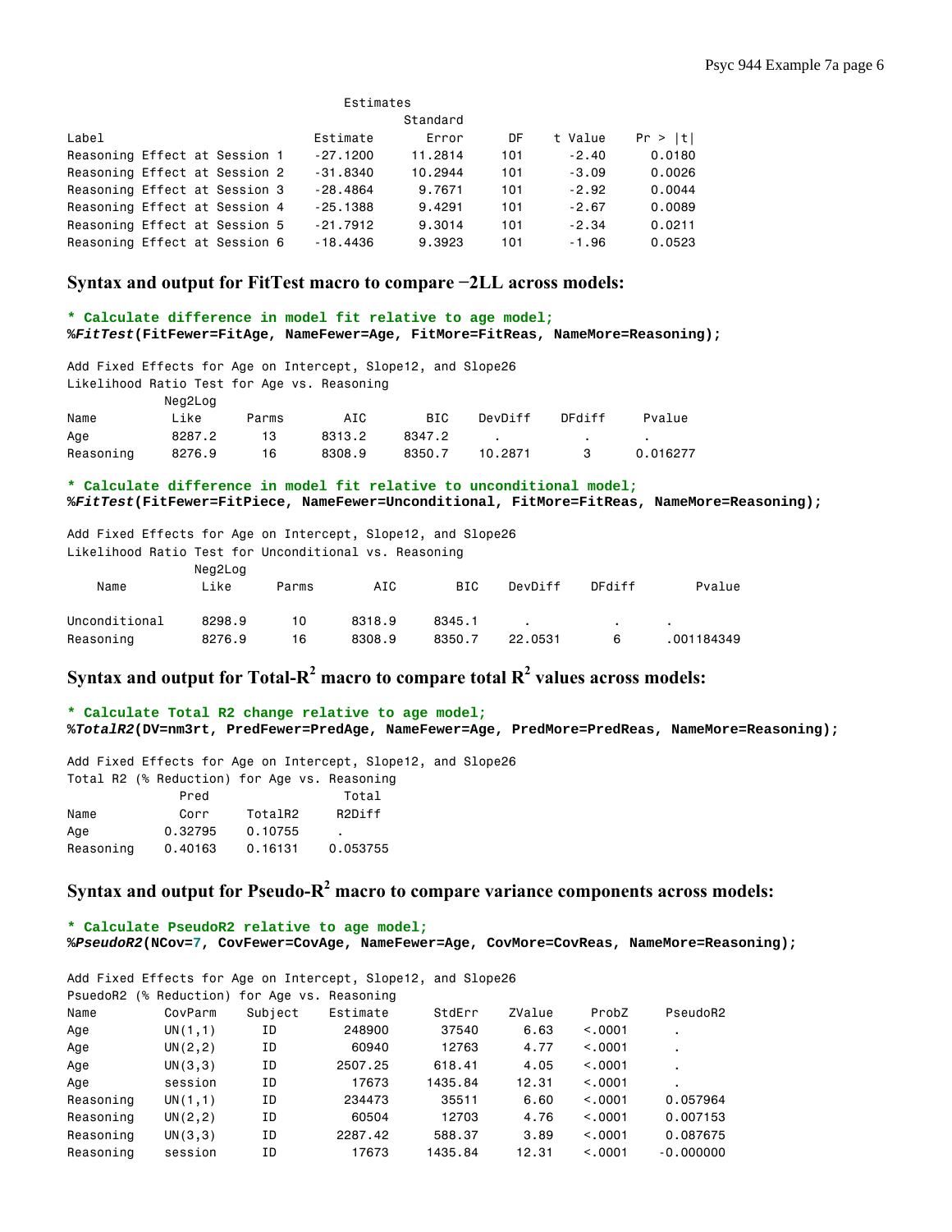Estimates

| Label | Estimate | Standard Error | DF | t Value | Pr > \|t\| |
|---|---|---|---|---|---|
| Reasoning Effect at Session 1 | -27.1200 | 11.2814 | 101 | -2.40 | 0.0180 |
| Reasoning Effect at Session 2 | -31.8340 | 10.2944 | 101 | -3.09 | 0.0026 |
| Reasoning Effect at Session 3 | -28.4864 | 9.7671 | 101 | -2.92 | 0.0044 |
| Reasoning Effect at Session 4 | -25.1388 | 9.4291 | 101 | -2.67 | 0.0089 |
| Reasoning Effect at Session 5 | -21.7912 | 9.3014 | 101 | -2.34 | 0.0211 |
| Reasoning Effect at Session 6 | -18.4436 | 9.3923 | 101 | -1.96 | 0.0523 |

## Syntax and output for FitTest macro to compare −2LL across models:

```
* Calculate difference in model fit relative to age model;
%FitTest(FitFewer=FitAge, NameFewer=Age, FitMore=FitReas, NameMore=Reasoning);
```

Add Fixed Effects for Age on Intercept, Slope12, and Slope26
Likelihood Ratio Test for Age vs. Reasoning

| Name | Neg2Log Like | Parms | AIC | BIC | DevDiff | DFdiff | Pvalue |
|---|---|---|---|---|---|---|---|
| Age | 8287.2 | 13 | 8313.2 | 8347.2 | . | . | . |
| Reasoning | 8276.9 | 16 | 8308.9 | 8350.7 | 10.2871 | 3 | 0.016277 |

```
* Calculate difference in model fit relative to unconditional model;
%FitTest(FitFewer=FitPiece, NameFewer=Unconditional, FitMore=FitReas, NameMore=Reasoning);
```

Add Fixed Effects for Age on Intercept, Slope12, and Slope26
Likelihood Ratio Test for Unconditional vs. Reasoning

| Name | Neg2Log Like | Parms | AIC | BIC | DevDiff | DFdiff | Pvalue |
|---|---|---|---|---|---|---|---|
| Unconditional | 8298.9 | 10 | 8318.9 | 8345.1 | . | . | . |
| Reasoning | 8276.9 | 16 | 8308.9 | 8350.7 | 22.0531 | 6 | .001184349 |

## Syntax and output for Total-$R^2$ macro to compare total $R^2$ values across models:

```
* Calculate Total R2 change relative to age model;
%TotalR2(DV=nm3rt, PredFewer=PredAge, NameFewer=Age, PredMore=PredReas, NameMore=Reasoning);
```

Add Fixed Effects for Age on Intercept, Slope12, and Slope26
Total R2 (% Reduction) for Age vs. Reasoning

| Name | Pred Corr | TotalR2 | Total R2Diff |
|---|---|---|---|
| Age | 0.32795 | 0.10755 | . |
| Reasoning | 0.40163 | 0.16131 | 0.053755 |

## Syntax and output for Pseudo-$R^2$ macro to compare variance components across models:

```
* Calculate PseudoR2 relative to age model;
%PseudoR2(NCov=7, CovFewer=CovAge, NameFewer=Age, CovMore=CovReas, NameMore=Reasoning);
```

Add Fixed Effects for Age on Intercept, Slope12, and Slope26
PsuedoR2 (% Reduction) for Age vs. Reasoning

| Name | CovParm | Subject | Estimate | StdErr | ZValue | ProbZ | PseudoR2 |
|---|---|---|---|---|---|---|---|
| Age | UN(1,1) | ID | 248900 | 37540 | 6.63 | <.0001 | . |
| Age | UN(2,2) | ID | 60940 | 12763 | 4.77 | <.0001 | . |
| Age | UN(3,3) | ID | 2507.25 | 618.41 | 4.05 | <.0001 | . |
| Age | session | ID | 17673 | 1435.84 | 12.31 | <.0001 | . |
| Reasoning | UN(1,1) | ID | 234473 | 35511 | 6.60 | <.0001 | 0.057964 |
| Reasoning | UN(2,2) | ID | 60504 | 12703 | 4.76 | <.0001 | 0.007153 |
| Reasoning | UN(3,3) | ID | 2287.42 | 588.37 | 3.89 | <.0001 | 0.087675 |
| Reasoning | session | ID | 17673 | 1435.84 | 12.31 | <.0001 | -0.000000 |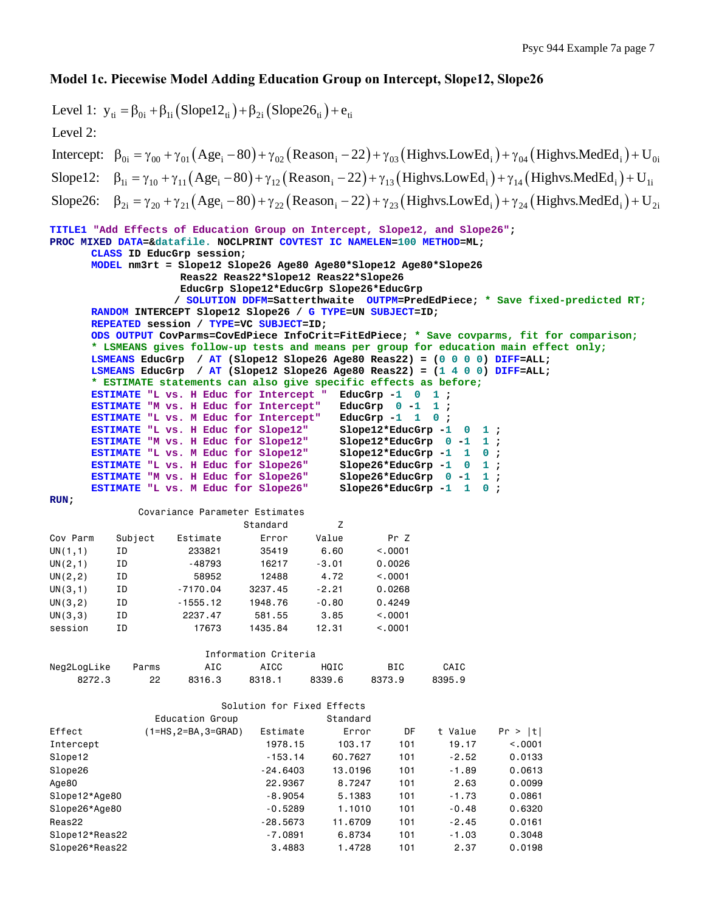## Model 1c. Piecewise Model Adding Education Group on Intercept, Slope12, Slope26

Level 1: $y_{ti} = \beta_{0i} + \beta_{1i}\left(\text{Slope12}_{ti}\right) + \beta_{2i}\left(\text{Slope26}_{ti}\right) + e_{ti}$

Level 2:

Intercept: $\beta_{0i} = \gamma_{00} + \gamma_{01}\left(\text{Age}_i - 80\right) + \gamma_{02}\left(\text{Reason}_i - 22\right) + \gamma_{03}\left(\text{Highvs.LowEd}_i\right) + \gamma_{04}\left(\text{Highvs.MedEd}_i\right) + U_{0i}$

Slope12: $\beta_{1i} = \gamma_{10} + \gamma_{11}\left(\text{Age}_i - 80\right) + \gamma_{12}\left(\text{Reason}_i - 22\right) + \gamma_{13}\left(\text{Highvs.LowEd}_i\right) + \gamma_{14}\left(\text{Highvs.MedEd}_i\right) + U_{1i}$

Slope26: $\beta_{2i} = \gamma_{20} + \gamma_{21}\left(\text{Age}_i - 80\right) + \gamma_{22}\left(\text{Reason}_i - 22\right) + \gamma_{23}\left(\text{Highvs.LowEd}_i\right) + \gamma_{24}\left(\text{Highvs.MedEd}_i\right) + U_{2i}$

```
TITLE1 "Add Effects of Education Group on Intercept, Slope12, and Slope26";
PROC MIXED DATA=&datafile. NOCLPRINT COVTEST IC NAMELEN=100 METHOD=ML;
      CLASS ID EducGrp session;
      MODEL nm3rt = Slope12 Slope26 Age80 Age80*Slope12 Age80*Slope26
                    Reas22 Reas22*Slope12 Reas22*Slope26
                    EducGrp Slope12*EducGrp Slope26*EducGrp
                   / SOLUTION DDFM=Satterthwaite  OUTPM=PredEdPiece; * Save fixed-predicted RT;
      RANDOM INTERCEPT Slope12 Slope26 / G TYPE=UN SUBJECT=ID;
      REPEATED session / TYPE=VC SUBJECT=ID;
      ODS OUTPUT CovParms=CovEdPiece InfoCrit=FitEdPiece; * Save covparms, fit for comparison;
      * LSMEANS gives follow-up tests and means per group for education main effect only;
      LSMEANS EducGrp  / AT (Slope12 Slope26 Age80 Reas22) = (0 0 0 0) DIFF=ALL;
      LSMEANS EducGrp  / AT (Slope12 Slope26 Age80 Reas22) = (1 4 0 0) DIFF=ALL;
      * ESTIMATE statements can also give specific effects as before;
      ESTIMATE "L vs. H Educ for Intercept "  EducGrp -1  0  1 ;
      ESTIMATE "M vs. H Educ for Intercept"   EducGrp  0 -1  1 ;
      ESTIMATE "L vs. M Educ for Intercept"   EducGrp -1  1  0 ;
      ESTIMATE "L vs. H Educ for Slope12"     Slope12*EducGrp -1  0  1 ;
      ESTIMATE "M vs. H Educ for Slope12"     Slope12*EducGrp  0 -1  1 ;
      ESTIMATE "L vs. M Educ for Slope12"     Slope12*EducGrp -1  1  0 ;
      ESTIMATE "L vs. H Educ for Slope26"     Slope26*EducGrp -1  0  1 ;
      ESTIMATE "M vs. H Educ for Slope26"     Slope26*EducGrp  0 -1  1 ;
      ESTIMATE "L vs. M Educ for Slope26"     Slope26*EducGrp -1  1  0 ;
RUN;
```

Covariance Parameter Estimates

| Cov Parm | Subject | Estimate | Standard Error | Z Value | Pr Z |
|---|---|---|---|---|---|
| UN(1,1) | ID | 233821 | 35419 | 6.60 | <.0001 |
| UN(2,1) | ID | -48793 | 16217 | -3.01 | 0.0026 |
| UN(2,2) | ID | 58952 | 12488 | 4.72 | <.0001 |
| UN(3,1) | ID | -7170.04 | 3237.45 | -2.21 | 0.0268 |
| UN(3,2) | ID | -1555.12 | 1948.76 | -0.80 | 0.4249 |
| UN(3,3) | ID | 2237.47 | 581.55 | 3.85 | <.0001 |
| session | ID | 17673 | 1435.84 | 12.31 | <.0001 |

Information Criteria

| Neg2LogLike | Parms | AIC | AICC | HQIC | BIC | CAIC |
|---|---|---|---|---|---|---|
| 8272.3 | 22 | 8316.3 | 8318.1 | 8339.6 | 8373.9 | 8395.9 |

Solution for Fixed Effects

| Effect | Education Group (1=HS,2=BA,3=GRAD) | Estimate | Standard Error | DF | t Value | Pr > \|t\| |
|---|---|---|---|---|---|---|
| Intercept | | 1978.15 | 103.17 | 101 | 19.17 | <.0001 |
| Slope12 | | -153.14 | 60.7627 | 101 | -2.52 | 0.0133 |
| Slope26 | | -24.6403 | 13.0196 | 101 | -1.89 | 0.0613 |
| Age80 | | 22.9367 | 8.7247 | 101 | 2.63 | 0.0099 |
| Slope12*Age80 | | -8.9054 | 5.1383 | 101 | -1.73 | 0.0861 |
| Slope26*Age80 | | -0.5289 | 1.1010 | 101 | -0.48 | 0.6320 |
| Reas22 | | -28.5673 | 11.6709 | 101 | -2.45 | 0.0161 |
| Slope12*Reas22 | | -7.0891 | 6.8734 | 101 | -1.03 | 0.3048 |
| Slope26*Reas22 | | 3.4883 | 1.4728 | 101 | 2.37 | 0.0198 |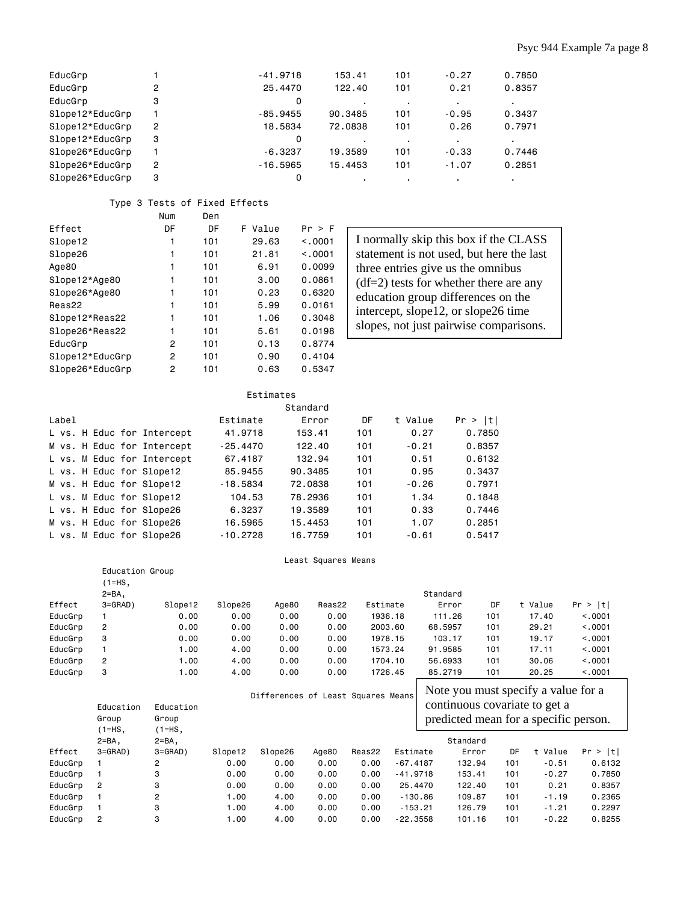| | | | | | | |
|---|---|---|---|---|---|---|
| EducGrp | 1 | -41.9718 | 153.41 | 101 | -0.27 | 0.7850 |
| EducGrp | 2 | 25.4470 | 122.40 | 101 | 0.21 | 0.8357 |
| EducGrp | 3 | 0 | . | . | . | . |
| Slope12*EducGrp | 1 | -85.9455 | 90.3485 | 101 | -0.95 | 0.3437 |
| Slope12*EducGrp | 2 | 18.5834 | 72.0838 | 101 | 0.26 | 0.7971 |
| Slope12*EducGrp | 3 | 0 | . | . | . | . |
| Slope26*EducGrp | 1 | -6.3237 | 19.3589 | 101 | -0.33 | 0.7446 |
| Slope26*EducGrp | 2 | -16.5965 | 15.4453 | 101 | -1.07 | 0.2851 |
| Slope26*EducGrp | 3 | 0 | . | . | . | . |

Type 3 Tests of Fixed Effects

| Effect | Num DF | Den DF | F Value | Pr > F |
|---|---|---|---|---|
| Slope12 | 1 | 101 | 29.63 | <.0001 |
| Slope26 | 1 | 101 | 21.81 | <.0001 |
| Age80 | 1 | 101 | 6.91 | 0.0099 |
| Slope12*Age80 | 1 | 101 | 3.00 | 0.0861 |
| Slope26*Age80 | 1 | 101 | 0.23 | 0.6320 |
| Reas22 | 1 | 101 | 5.99 | 0.0161 |
| Slope12*Reas22 | 1 | 101 | 1.06 | 0.3048 |
| Slope26*Reas22 | 1 | 101 | 5.61 | 0.0198 |
| EducGrp | 2 | 101 | 0.13 | 0.8774 |
| Slope12*EducGrp | 2 | 101 | 0.90 | 0.4104 |
| Slope26*EducGrp | 2 | 101 | 0.63 | 0.5347 |

I normally skip this box if the CLASS statement is not used, but here the last three entries give us the omnibus (df=2) tests for whether there are any education group differences on the intercept, slope12, or slope26 time slopes, not just pairwise comparisons.

Estimates

| Label | Estimate | Standard Error | DF | t Value | Pr > \|t\| |
|---|---|---|---|---|---|
| L vs. H Educ for Intercept | 41.9718 | 153.41 | 101 | 0.27 | 0.7850 |
| M vs. H Educ for Intercept | -25.4470 | 122.40 | 101 | -0.21 | 0.8357 |
| L vs. M Educ for Intercept | 67.4187 | 132.94 | 101 | 0.51 | 0.6132 |
| L vs. H Educ for Slope12 | 85.9455 | 90.3485 | 101 | 0.95 | 0.3437 |
| M vs. H Educ for Slope12 | -18.5834 | 72.0838 | 101 | -0.26 | 0.7971 |
| L vs. M Educ for Slope12 | 104.53 | 78.2936 | 101 | 1.34 | 0.1848 |
| L vs. H Educ for Slope26 | 6.3237 | 19.3589 | 101 | 0.33 | 0.7446 |
| M vs. H Educ for Slope26 | 16.5965 | 15.4453 | 101 | 1.07 | 0.2851 |
| L vs. M Educ for Slope26 | -10.2728 | 16.7759 | 101 | -0.61 | 0.5417 |

Least Squares Means

| Effect | Education Group (1=HS, 2=BA, 3=GRAD) | Slope12 | Slope26 | Age80 | Reas22 | Estimate | Standard Error | DF | t Value | Pr > \|t\| |
|---|---|---|---|---|---|---|---|---|---|---|
| EducGrp | 1 | 0.00 | 0.00 | 0.00 | 0.00 | 1936.18 | 111.26 | 101 | 17.40 | <.0001 |
| EducGrp | 2 | 0.00 | 0.00 | 0.00 | 0.00 | 2003.60 | 68.5957 | 101 | 29.21 | <.0001 |
| EducGrp | 3 | 0.00 | 0.00 | 0.00 | 0.00 | 1978.15 | 103.17 | 101 | 19.17 | <.0001 |
| EducGrp | 1 | 1.00 | 4.00 | 0.00 | 0.00 | 1573.24 | 91.9585 | 101 | 17.11 | <.0001 |
| EducGrp | 2 | 1.00 | 4.00 | 0.00 | 0.00 | 1704.10 | 56.6933 | 101 | 30.06 | <.0001 |
| EducGrp | 3 | 1.00 | 4.00 | 0.00 | 0.00 | 1726.45 | 85.2719 | 101 | 20.25 | <.0001 |

Note you must specify a value for a continuous covariate to get a predicted mean for a specific person.

Differences of Least Squares Means

| Effect | Education Group (1=HS, 2=BA, 3=GRAD) | Education Group (1=HS, 2=BA, 3=GRAD) | Slope12 | Slope26 | Age80 | Reas22 | Estimate | Standard Error | DF | t Value | Pr > \|t\| |
|---|---|---|---|---|---|---|---|---|---|---|---|
| EducGrp | 1 | 2 | 0.00 | 0.00 | 0.00 | 0.00 | -67.4187 | 132.94 | 101 | -0.51 | 0.6132 |
| EducGrp | 1 | 3 | 0.00 | 0.00 | 0.00 | 0.00 | -41.9718 | 153.41 | 101 | -0.27 | 0.7850 |
| EducGrp | 2 | 3 | 0.00 | 0.00 | 0.00 | 0.00 | 25.4470 | 122.40 | 101 | 0.21 | 0.8357 |
| EducGrp | 1 | 2 | 1.00 | 4.00 | 0.00 | 0.00 | -130.86 | 109.87 | 101 | -1.19 | 0.2365 |
| EducGrp | 1 | 3 | 1.00 | 4.00 | 0.00 | 0.00 | -153.21 | 126.79 | 101 | -1.21 | 0.2297 |
| EducGrp | 2 | 3 | 1.00 | 4.00 | 0.00 | 0.00 | -22.3558 | 101.16 | 101 | -0.22 | 0.8255 |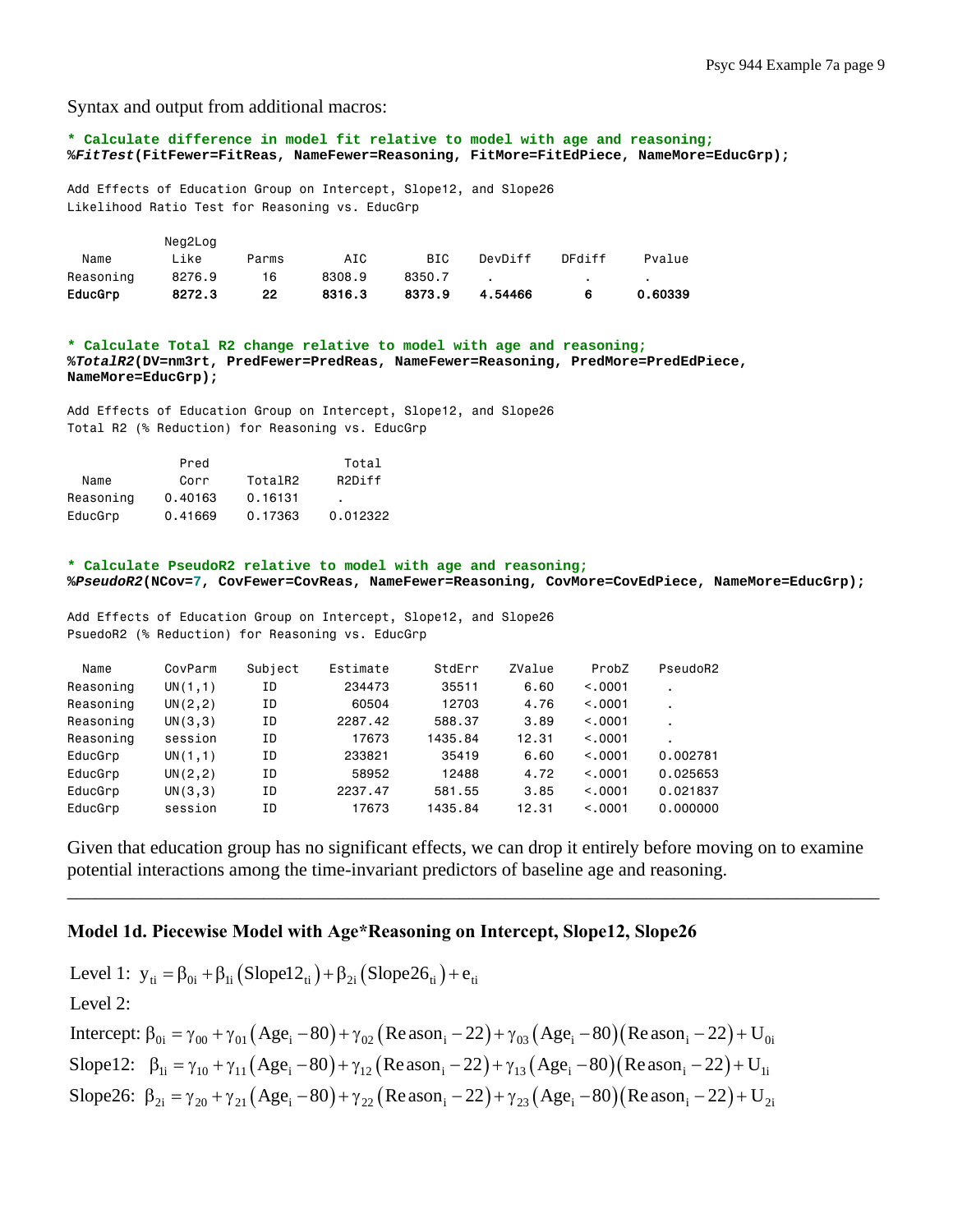Syntax and output from additional macros:

```
* Calculate difference in model fit relative to model with age and reasoning;
%FitTest(FitFewer=FitReas, NameFewer=Reasoning, FitMore=FitEdPiece, NameMore=EducGrp);
```

```
Add Effects of Education Group on Intercept, Slope12, and Slope26
Likelihood Ratio Test for Reasoning vs. EducGrp
```

| Name | Neg2Log Like | Parms | AIC | BIC | DevDiff | DFdiff | Pvalue |
|---|---|---|---|---|---|---|---|
| Reasoning | 8276.9 | 16 | 8308.9 | 8350.7 | . | . | . |
| **EducGrp** | **8272.3** | **22** | **8316.3** | **8373.9** | **4.54466** | **6** | **0.60339** |

```
* Calculate Total R2 change relative to model with age and reasoning;
%TotalR2(DV=nm3rt, PredFewer=PredReas, NameFewer=Reasoning, PredMore=PredEdPiece,
NameMore=EducGrp);
```

```
Add Effects of Education Group on Intercept, Slope12, and Slope26
Total R2 (% Reduction) for Reasoning vs. EducGrp
```

| Name | Pred Corr | TotalR2 | Total R2Diff |
|---|---|---|---|
| Reasoning | 0.40163 | 0.16131 | . |
| EducGrp | 0.41669 | 0.17363 | 0.012322 |

```
* Calculate PseudoR2 relative to model with age and reasoning;
%PseudoR2(NCov=7, CovFewer=CovReas, NameFewer=Reasoning, CovMore=CovEdPiece, NameMore=EducGrp);
```

```
Add Effects of Education Group on Intercept, Slope12, and Slope26
PsuedoR2 (% Reduction) for Reasoning vs. EducGrp
```

| Name | CovParm | Subject | Estimate | StdErr | ZValue | ProbZ | PseudoR2 |
|---|---|---|---|---|---|---|---|
| Reasoning | UN(1,1) | ID | 234473 | 35511 | 6.60 | <.0001 | . |
| Reasoning | UN(2,2) | ID | 60504 | 12703 | 4.76 | <.0001 | . |
| Reasoning | UN(3,3) | ID | 2287.42 | 588.37 | 3.89 | <.0001 | . |
| Reasoning | session | ID | 17673 | 1435.84 | 12.31 | <.0001 | . |
| EducGrp | UN(1,1) | ID | 233821 | 35419 | 6.60 | <.0001 | 0.002781 |
| EducGrp | UN(2,2) | ID | 58952 | 12488 | 4.72 | <.0001 | 0.025653 |
| EducGrp | UN(3,3) | ID | 2237.47 | 581.55 | 3.85 | <.0001 | 0.021837 |
| EducGrp | session | ID | 17673 | 1435.84 | 12.31 | <.0001 | 0.000000 |

Given that education group has no significant effects, we can drop it entirely before moving on to examine potential interactions among the time-invariant predictors of baseline age and reasoning.

---

### Model 1d. Piecewise Model with Age*Reasoning on Intercept, Slope12, Slope26

Level 1: $y_{ti} = \beta_{0i} + \beta_{1i}\left(\text{Slope12}_{ti}\right) + \beta_{2i}\left(\text{Slope26}_{ti}\right) + e_{ti}$

Level 2:

Intercept: $\beta_{0i} = \gamma_{00} + \gamma_{01}\left(\text{Age}_i - 80\right) + \gamma_{02}\left(\text{Reason}_i - 22\right) + \gamma_{03}\left(\text{Age}_i - 80\right)\left(\text{Reason}_i - 22\right) + U_{0i}$

Slope12: $\beta_{1i} = \gamma_{10} + \gamma_{11}\left(\text{Age}_i - 80\right) + \gamma_{12}\left(\text{Reason}_i - 22\right) + \gamma_{13}\left(\text{Age}_i - 80\right)\left(\text{Reason}_i - 22\right) + U_{1i}$

Slope26: $\beta_{2i} = \gamma_{20} + \gamma_{21}\left(\text{Age}_i - 80\right) + \gamma_{22}\left(\text{Reason}_i - 22\right) + \gamma_{23}\left(\text{Age}_i - 80\right)\left(\text{Reason}_i - 22\right) + U_{2i}$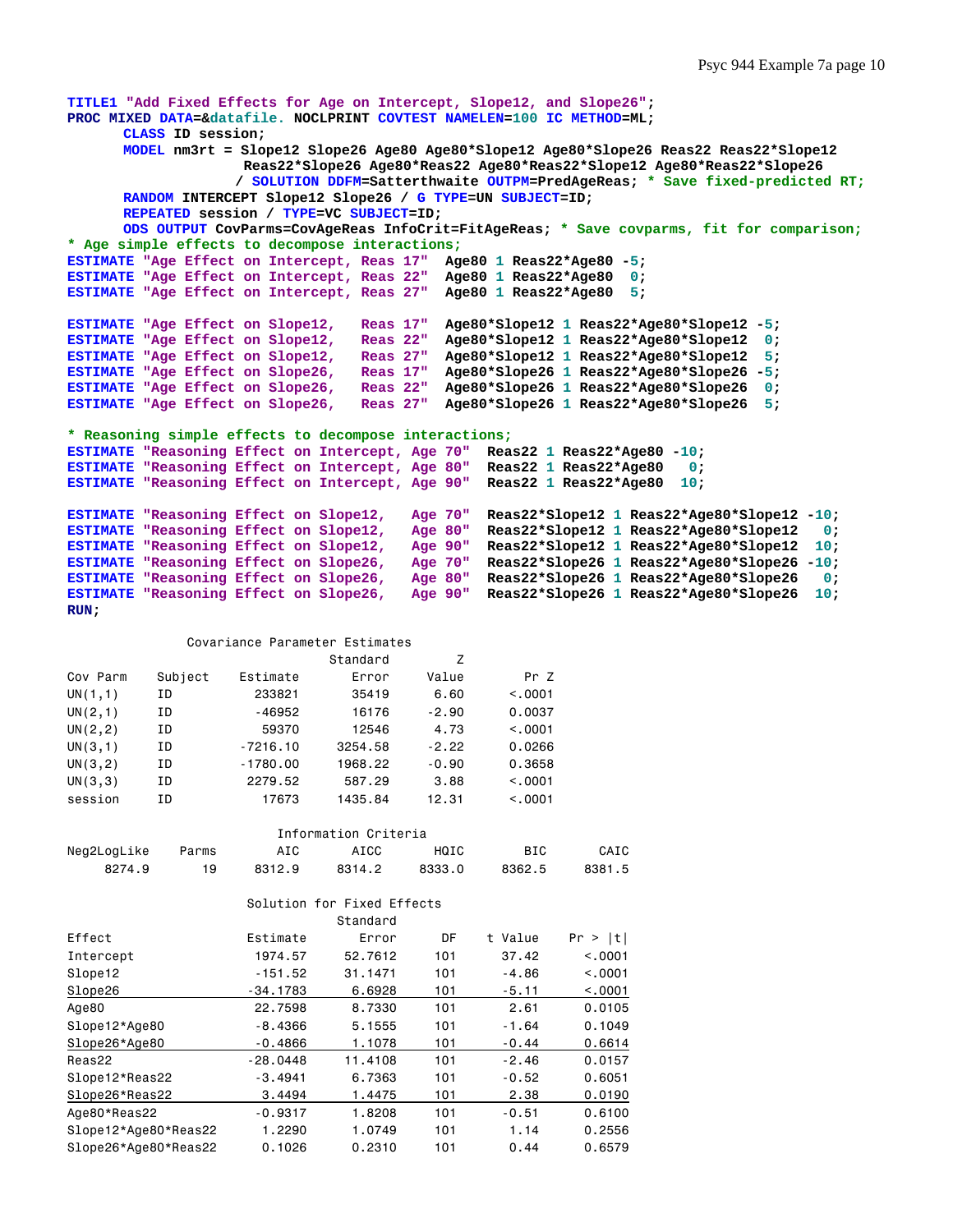```
TITLE1 "Add Fixed Effects for Age on Intercept, Slope12, and Slope26";
PROC MIXED DATA=&datafile. NOCLPRINT COVTEST NAMELEN=100 IC METHOD=ML;
      CLASS ID session;
      MODEL nm3rt = Slope12 Slope26 Age80 Age80*Slope12 Age80*Slope26 Reas22 Reas22*Slope12
                    Reas22*Slope26 Age80*Reas22 Age80*Reas22*Slope12 Age80*Reas22*Slope26
                  / SOLUTION DDFM=Satterthwaite OUTPM=PredAgeReas; * Save fixed-predicted RT;
      RANDOM INTERCEPT Slope12 Slope26 / G TYPE=UN SUBJECT=ID;
      REPEATED session / TYPE=VC SUBJECT=ID;
      ODS OUTPUT CovParms=CovAgeReas InfoCrit=FitAgeReas; * Save covparms, fit for comparison;
* Age simple effects to decompose interactions;
ESTIMATE "Age Effect on Intercept, Reas 17"  Age80 1 Reas22*Age80 -5;
ESTIMATE "Age Effect on Intercept, Reas 22"  Age80 1 Reas22*Age80  0;
ESTIMATE "Age Effect on Intercept, Reas 27"  Age80 1 Reas22*Age80  5;

ESTIMATE "Age Effect on Slope12,   Reas 17"  Age80*Slope12 1 Reas22*Age80*Slope12 -5;
ESTIMATE "Age Effect on Slope12,   Reas 22"  Age80*Slope12 1 Reas22*Age80*Slope12  0;
ESTIMATE "Age Effect on Slope12,   Reas 27"  Age80*Slope12 1 Reas22*Age80*Slope12  5;
ESTIMATE "Age Effect on Slope26,   Reas 17"  Age80*Slope26 1 Reas22*Age80*Slope26 -5;
ESTIMATE "Age Effect on Slope26,   Reas 22"  Age80*Slope26 1 Reas22*Age80*Slope26  0;
ESTIMATE "Age Effect on Slope26,   Reas 27"  Age80*Slope26 1 Reas22*Age80*Slope26  5;

* Reasoning simple effects to decompose interactions;
ESTIMATE "Reasoning Effect on Intercept, Age 70"  Reas22 1 Reas22*Age80 -10;
ESTIMATE "Reasoning Effect on Intercept, Age 80"  Reas22 1 Reas22*Age80   0;
ESTIMATE "Reasoning Effect on Intercept, Age 90"  Reas22 1 Reas22*Age80  10;

ESTIMATE "Reasoning Effect on Slope12,   Age 70"  Reas22*Slope12 1 Reas22*Age80*Slope12 -10;
ESTIMATE "Reasoning Effect on Slope12,   Age 80"  Reas22*Slope12 1 Reas22*Age80*Slope12   0;
ESTIMATE "Reasoning Effect on Slope12,   Age 90"  Reas22*Slope12 1 Reas22*Age80*Slope12  10;
ESTIMATE "Reasoning Effect on Slope26,   Age 70"  Reas22*Slope26 1 Reas22*Age80*Slope26 -10;
ESTIMATE "Reasoning Effect on Slope26,   Age 80"  Reas22*Slope26 1 Reas22*Age80*Slope26   0;
ESTIMATE "Reasoning Effect on Slope26,   Age 90"  Reas22*Slope26 1 Reas22*Age80*Slope26  10;
RUN;
```

Covariance Parameter Estimates

| Cov Parm | Subject | Estimate | Standard Error | Z Value | Pr Z |
|---|---|---|---|---|---|
| UN(1,1) | ID | 233821 | 35419 | 6.60 | <.0001 |
| UN(2,1) | ID | -46952 | 16176 | -2.90 | 0.0037 |
| UN(2,2) | ID | 59370 | 12546 | 4.73 | <.0001 |
| UN(3,1) | ID | -7216.10 | 3254.58 | -2.22 | 0.0266 |
| UN(3,2) | ID | -1780.00 | 1968.22 | -0.90 | 0.3658 |
| UN(3,3) | ID | 2279.52 | 587.29 | 3.88 | <.0001 |
| session | ID | 17673 | 1435.84 | 12.31 | <.0001 |

Information Criteria

| Neg2LogLike | Parms | AIC | AICC | HQIC | BIC | CAIC |
|---|---|---|---|---|---|---|
| 8274.9 | 19 | 8312.9 | 8314.2 | 8333.0 | 8362.5 | 8381.5 |

Solution for Fixed Effects

| Effect | Estimate | Standard Error | DF | t Value | Pr > \|t\| |
|---|---|---|---|---|---|
| Intercept | 1974.57 | 52.7612 | 101 | 37.42 | <.0001 |
| Slope12 | -151.52 | 31.1471 | 101 | -4.86 | <.0001 |
| Slope26 | -34.1783 | 6.6928 | 101 | -5.11 | <.0001 |
| Age80 | 22.7598 | 8.7330 | 101 | 2.61 | 0.0105 |
| Slope12*Age80 | -8.4366 | 5.1555 | 101 | -1.64 | 0.1049 |
| Slope26*Age80 | -0.4866 | 1.1078 | 101 | -0.44 | 0.6614 |
| Reas22 | -28.0448 | 11.4108 | 101 | -2.46 | 0.0157 |
| Slope12*Reas22 | -3.4941 | 6.7363 | 101 | -0.52 | 0.6051 |
| Slope26*Reas22 | 3.4494 | 1.4475 | 101 | 2.38 | 0.0190 |
| Age80*Reas22 | -0.9317 | 1.8208 | 101 | -0.51 | 0.6100 |
| Slope12*Age80*Reas22 | 1.2290 | 1.0749 | 101 | 1.14 | 0.2556 |
| Slope26*Age80*Reas22 | 0.1026 | 0.2310 | 101 | 0.44 | 0.6579 |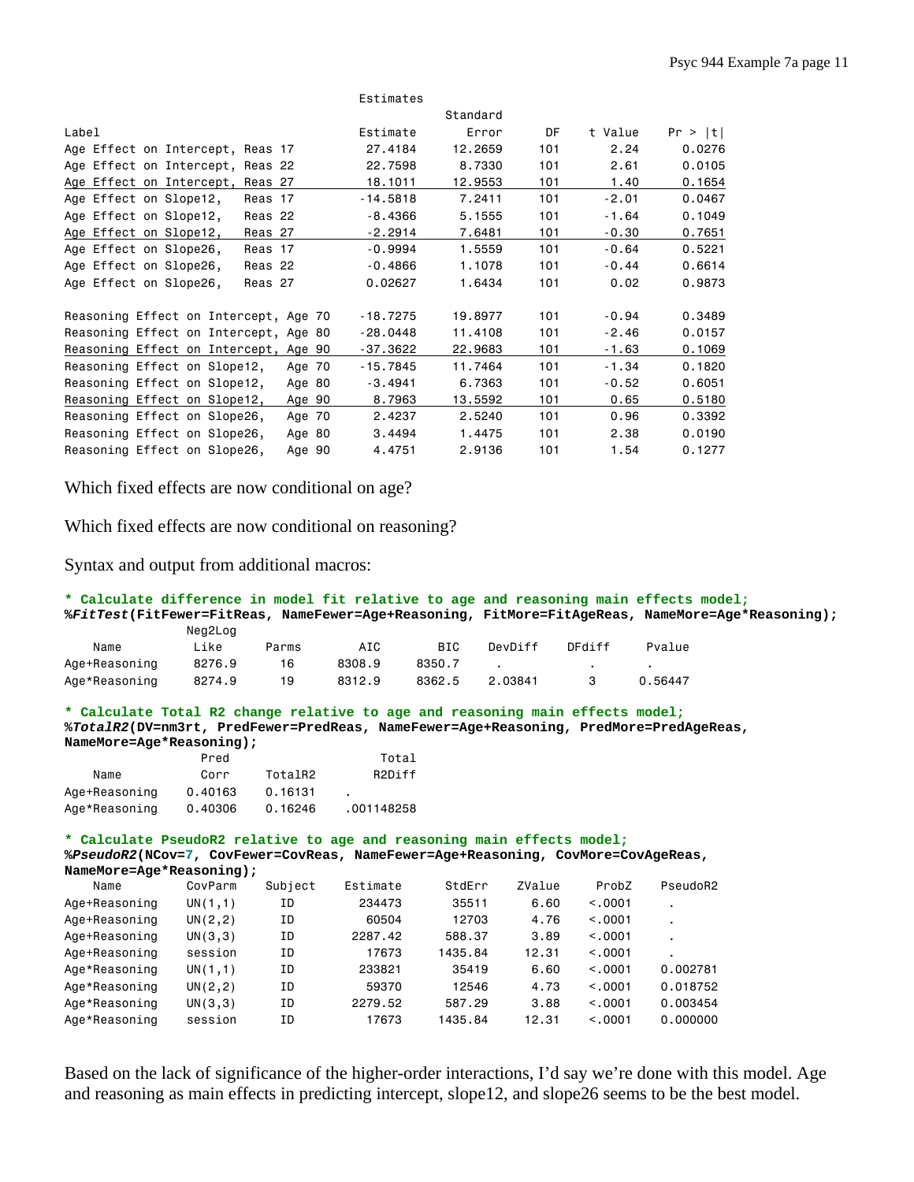| Label | Estimate | Standard Error | DF | t Value | Pr > \|t\| |
|---|---|---|---|---|---|
| Age Effect on Intercept, Reas 17 | 27.4184 | 12.2659 | 101 | 2.24 | 0.0276 |
| Age Effect on Intercept, Reas 22 | 22.7598 | 8.7330 | 101 | 2.61 | 0.0105 |
| Age Effect on Intercept, Reas 27 | 18.1011 | 12.9553 | 101 | 1.40 | 0.1654 |
| Age Effect on Slope12, Reas 17 | -14.5818 | 7.2411 | 101 | -2.01 | 0.0467 |
| Age Effect on Slope12, Reas 22 | -8.4366 | 5.1555 | 101 | -1.64 | 0.1049 |
| Age Effect on Slope12, Reas 27 | -2.2914 | 7.6481 | 101 | -0.30 | 0.7651 |
| Age Effect on Slope26, Reas 17 | -0.9994 | 1.5559 | 101 | -0.64 | 0.5221 |
| Age Effect on Slope26, Reas 22 | -0.4866 | 1.1078 | 101 | -0.44 | 0.6614 |
| Age Effect on Slope26, Reas 27 | 0.02627 | 1.6434 | 101 | 0.02 | 0.9873 |
| Reasoning Effect on Intercept, Age 70 | -18.7275 | 19.8977 | 101 | -0.94 | 0.3489 |
| Reasoning Effect on Intercept, Age 80 | -28.0448 | 11.4108 | 101 | -2.46 | 0.0157 |
| Reasoning Effect on Intercept, Age 90 | -37.3622 | 22.9683 | 101 | -1.63 | 0.1069 |
| Reasoning Effect on Slope12, Age 70 | -15.7845 | 11.7464 | 101 | -1.34 | 0.1820 |
| Reasoning Effect on Slope12, Age 80 | -3.4941 | 6.7363 | 101 | -0.52 | 0.6051 |
| Reasoning Effect on Slope12, Age 90 | 8.7963 | 13.5592 | 101 | 0.65 | 0.5180 |
| Reasoning Effect on Slope26, Age 70 | 2.4237 | 2.5240 | 101 | 0.96 | 0.3392 |
| Reasoning Effect on Slope26, Age 80 | 3.4494 | 1.4475 | 101 | 2.38 | 0.0190 |
| Reasoning Effect on Slope26, Age 90 | 4.4751 | 2.9136 | 101 | 1.54 | 0.1277 |

Which fixed effects are now conditional on age?

Which fixed effects are now conditional on reasoning?

Syntax and output from additional macros:

```
* Calculate difference in model fit relative to age and reasoning main effects model;
%FitTest(FitFewer=FitReas, NameFewer=Age+Reasoning, FitMore=FitAgeReas, NameMore=Age*Reasoning);
```

| Name | Neg2Log Like | Parms | AIC | BIC | DevDiff | DFdiff | Pvalue |
|---|---|---|---|---|---|---|---|
| Age+Reasoning | 8276.9 | 16 | 8308.9 | 8350.7 | . | . | . |
| Age*Reasoning | 8274.9 | 19 | 8312.9 | 8362.5 | 2.03841 | 3 | 0.56447 |

```
* Calculate Total R2 change relative to age and reasoning main effects model;
%TotalR2(DV=nm3rt, PredFewer=PredReas, NameFewer=Age+Reasoning, PredMore=PredAgeReas,
NameMore=Age*Reasoning);
```

| Name | Pred Corr | TotalR2 | Total R2Diff |
|---|---|---|---|
| Age+Reasoning | 0.40163 | 0.16131 | . |
| Age*Reasoning | 0.40306 | 0.16246 | .001148258 |

```
* Calculate PseudoR2 relative to age and reasoning main effects model;
%PseudoR2(NCov=7, CovFewer=CovReas, NameFewer=Age+Reasoning, CovMore=CovAgeReas,
NameMore=Age*Reasoning);
```

| Name | CovParm | Subject | Estimate | StdErr | ZValue | ProbZ | PseudoR2 |
|---|---|---|---|---|---|---|---|
| Age+Reasoning | UN(1,1) | ID | 234473 | 35511 | 6.60 | <.0001 | . |
| Age+Reasoning | UN(2,2) | ID | 60504 | 12703 | 4.76 | <.0001 | . |
| Age+Reasoning | UN(3,3) | ID | 2287.42 | 588.37 | 3.89 | <.0001 | . |
| Age+Reasoning | session | ID | 17673 | 1435.84 | 12.31 | <.0001 | . |
| Age*Reasoning | UN(1,1) | ID | 233821 | 35419 | 6.60 | <.0001 | 0.002781 |
| Age*Reasoning | UN(2,2) | ID | 59370 | 12546 | 4.73 | <.0001 | 0.018752 |
| Age*Reasoning | UN(3,3) | ID | 2279.52 | 587.29 | 3.88 | <.0001 | 0.003454 |
| Age*Reasoning | session | ID | 17673 | 1435.84 | 12.31 | <.0001 | 0.000000 |

Based on the lack of significance of the higher-order interactions, I'd say we're done with this model. Age and reasoning as main effects in predicting intercept, slope12, and slope26 seems to be the best model.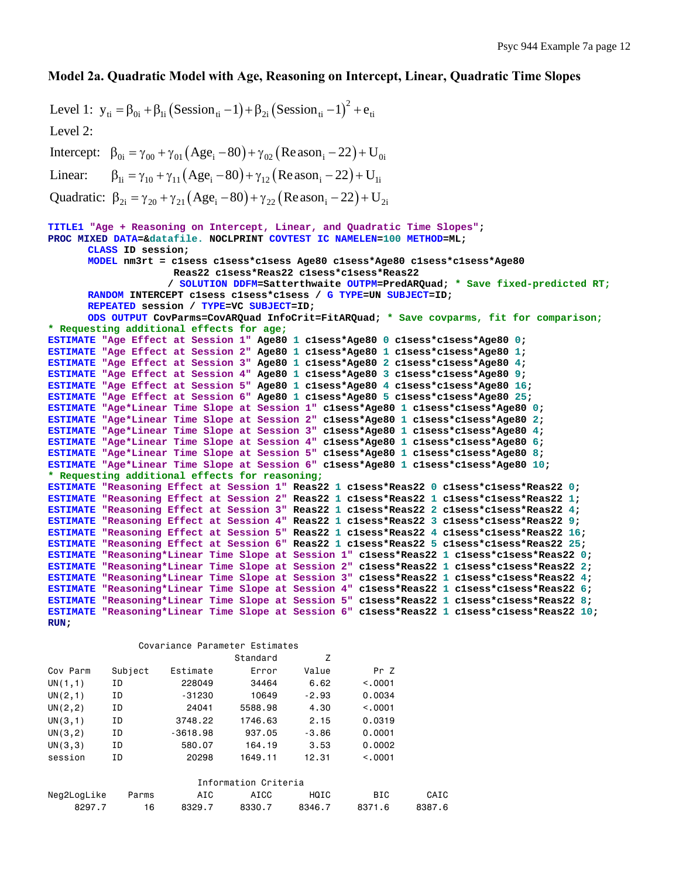## Model 2a. Quadratic Model with Age, Reasoning on Intercept, Linear, Quadratic Time Slopes

Level 1: $y_{ti} = \beta_{0i} + \beta_{1i}\left(\text{Session}_{ti} - 1\right) + \beta_{2i}\left(\text{Session}_{ti} - 1\right)^2 + e_{ti}$

Level 2:

Intercept: $\beta_{0i} = \gamma_{00} + \gamma_{01}\left(\text{Age}_i - 80\right) + \gamma_{02}\left(\text{Reason}_i - 22\right) + U_{0i}$

Linear: $\beta_{1i} = \gamma_{10} + \gamma_{11}\left(\text{Age}_i - 80\right) + \gamma_{12}\left(\text{Reason}_i - 22\right) + U_{1i}$

Quadratic: $\beta_{2i} = \gamma_{20} + \gamma_{21}\left(\text{Age}_i - 80\right) + \gamma_{22}\left(\text{Reason}_i - 22\right) + U_{2i}$

```
TITLE1 "Age + Reasoning on Intercept, Linear, and Quadratic Time Slopes";
PROC MIXED DATA=&datafile. NOCLPRINT COVTEST IC NAMELEN=100 METHOD=ML;
      CLASS ID session;
      MODEL nm3rt = c1sess c1sess*c1sess Age80 c1sess*Age80 c1sess*c1sess*Age80
                    Reas22 c1sess*Reas22 c1sess*c1sess*Reas22
                   / SOLUTION DDFM=Satterthwaite OUTPM=PredARQuad; * Save fixed-predicted RT;
      RANDOM INTERCEPT c1sess c1sess*c1sess / G TYPE=UN SUBJECT=ID;
      REPEATED session / TYPE=VC SUBJECT=ID;
      ODS OUTPUT CovParms=CovARQuad InfoCrit=FitARQuad; * Save covparms, fit for comparison;
* Requesting additional effects for age;
ESTIMATE "Age Effect at Session 1" Age80 1 c1sess*Age80 0 c1sess*c1sess*Age80 0;
ESTIMATE "Age Effect at Session 2" Age80 1 c1sess*Age80 1 c1sess*c1sess*Age80 1;
ESTIMATE "Age Effect at Session 3" Age80 1 c1sess*Age80 2 c1sess*c1sess*Age80 4;
ESTIMATE "Age Effect at Session 4" Age80 1 c1sess*Age80 3 c1sess*c1sess*Age80 9;
ESTIMATE "Age Effect at Session 5" Age80 1 c1sess*Age80 4 c1sess*c1sess*Age80 16;
ESTIMATE "Age Effect at Session 6" Age80 1 c1sess*Age80 5 c1sess*c1sess*Age80 25;
ESTIMATE "Age*Linear Time Slope at Session 1" c1sess*Age80 1 c1sess*c1sess*Age80 0;
ESTIMATE "Age*Linear Time Slope at Session 2" c1sess*Age80 1 c1sess*c1sess*Age80 2;
ESTIMATE "Age*Linear Time Slope at Session 3" c1sess*Age80 1 c1sess*c1sess*Age80 4;
ESTIMATE "Age*Linear Time Slope at Session 4" c1sess*Age80 1 c1sess*c1sess*Age80 6;
ESTIMATE "Age*Linear Time Slope at Session 5" c1sess*Age80 1 c1sess*c1sess*Age80 8;
ESTIMATE "Age*Linear Time Slope at Session 6" c1sess*Age80 1 c1sess*c1sess*Age80 10;
* Requesting additional effects for reasoning;
ESTIMATE "Reasoning Effect at Session 1" Reas22 1 c1sess*Reas22 0 c1sess*c1sess*Reas22 0;
ESTIMATE "Reasoning Effect at Session 2" Reas22 1 c1sess*Reas22 1 c1sess*c1sess*Reas22 1;
ESTIMATE "Reasoning Effect at Session 3" Reas22 1 c1sess*Reas22 2 c1sess*c1sess*Reas22 4;
ESTIMATE "Reasoning Effect at Session 4" Reas22 1 c1sess*Reas22 3 c1sess*c1sess*Reas22 9;
ESTIMATE "Reasoning Effect at Session 5" Reas22 1 c1sess*Reas22 4 c1sess*c1sess*Reas22 16;
ESTIMATE "Reasoning Effect at Session 6" Reas22 1 c1sess*Reas22 5 c1sess*c1sess*Reas22 25;
ESTIMATE "Reasoning*Linear Time Slope at Session 1" c1sess*Reas22 1 c1sess*c1sess*Reas22 0;
ESTIMATE "Reasoning*Linear Time Slope at Session 2" c1sess*Reas22 1 c1sess*c1sess*Reas22 2;
ESTIMATE "Reasoning*Linear Time Slope at Session 3" c1sess*Reas22 1 c1sess*c1sess*Reas22 4;
ESTIMATE "Reasoning*Linear Time Slope at Session 4" c1sess*Reas22 1 c1sess*c1sess*Reas22 6;
ESTIMATE "Reasoning*Linear Time Slope at Session 5" c1sess*Reas22 1 c1sess*c1sess*Reas22 8;
ESTIMATE "Reasoning*Linear Time Slope at Session 6" c1sess*Reas22 1 c1sess*c1sess*Reas22 10;
RUN;
```

Covariance Parameter Estimates

| Cov Parm | Subject | Estimate | Standard Error | Z Value | Pr Z |
|---|---|---|---|---|---|
| UN(1,1) | ID | 228049 | 34464 | 6.62 | <.0001 |
| UN(2,1) | ID | -31230 | 10649 | -2.93 | 0.0034 |
| UN(2,2) | ID | 24041 | 5588.98 | 4.30 | <.0001 |
| UN(3,1) | ID | 3748.22 | 1746.63 | 2.15 | 0.0319 |
| UN(3,2) | ID | -3618.98 | 937.05 | -3.86 | 0.0001 |
| UN(3,3) | ID | 580.07 | 164.19 | 3.53 | 0.0002 |
| session | ID | 20298 | 1649.11 | 12.31 | <.0001 |

Information Criteria

| Neg2LogLike | Parms | AIC | AICC | HQIC | BIC | CAIC |
|---|---|---|---|---|---|---|
| 8297.7 | 16 | 8329.7 | 8330.7 | 8346.7 | 8371.6 | 8387.6 |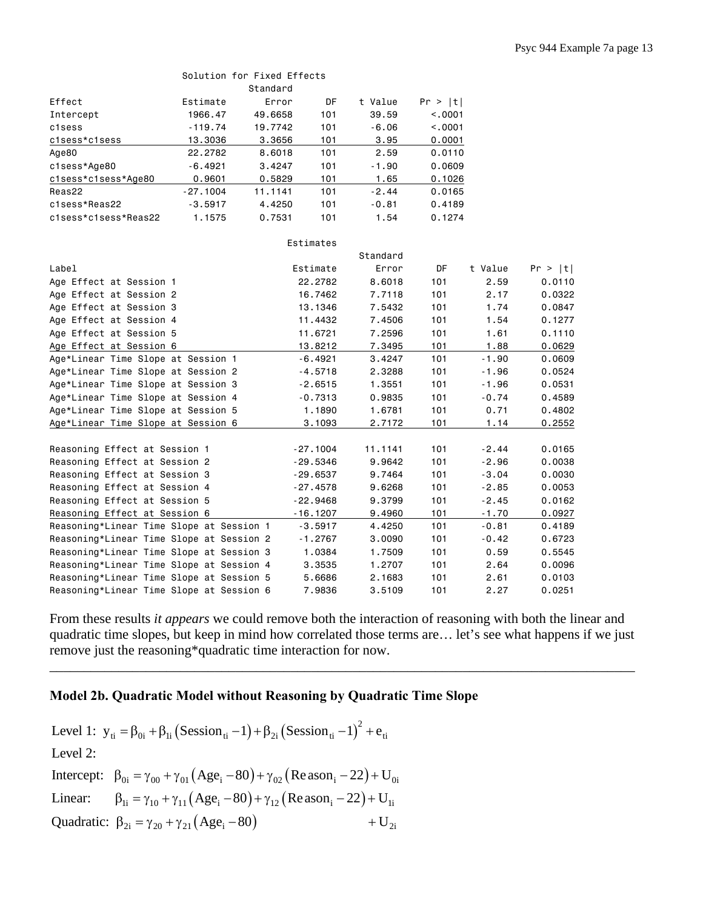Solution for Fixed Effects

| Effect | Estimate | Standard Error | DF | t Value | Pr > \|t\| |
|---|---|---|---|---|---|
| Intercept | 1966.47 | 49.6658 | 101 | 39.59 | <.0001 |
| c1sess | -119.74 | 19.7742 | 101 | -6.06 | <.0001 |
| c1sess*c1sess | 13.3036 | 3.3656 | 101 | 3.95 | 0.0001 |
| Age80 | 22.2782 | 8.6018 | 101 | 2.59 | 0.0110 |
| c1sess*Age80 | -6.4921 | 3.4247 | 101 | -1.90 | 0.0609 |
| c1sess*c1sess*Age80 | 0.9601 | 0.5829 | 101 | 1.65 | 0.1026 |
| Reas22 | -27.1004 | 11.1141 | 101 | -2.44 | 0.0165 |
| c1sess*Reas22 | -3.5917 | 4.4250 | 101 | -0.81 | 0.4189 |
| c1sess*c1sess*Reas22 | 1.1575 | 0.7531 | 101 | 1.54 | 0.1274 |

Estimates

| Label | Estimate | Standard Error | DF | t Value | Pr > \|t\| |
|---|---|---|---|---|---|
| Age Effect at Session 1 | 22.2782 | 8.6018 | 101 | 2.59 | 0.0110 |
| Age Effect at Session 2 | 16.7462 | 7.7118 | 101 | 2.17 | 0.0322 |
| Age Effect at Session 3 | 13.1346 | 7.5432 | 101 | 1.74 | 0.0847 |
| Age Effect at Session 4 | 11.4432 | 7.4506 | 101 | 1.54 | 0.1277 |
| Age Effect at Session 5 | 11.6721 | 7.2596 | 101 | 1.61 | 0.1110 |
| Age Effect at Session 6 | 13.8212 | 7.3495 | 101 | 1.88 | 0.0629 |
| Age*Linear Time Slope at Session 1 | -6.4921 | 3.4247 | 101 | -1.90 | 0.0609 |
| Age*Linear Time Slope at Session 2 | -4.5718 | 2.3288 | 101 | -1.96 | 0.0524 |
| Age*Linear Time Slope at Session 3 | -2.6515 | 1.3551 | 101 | -1.96 | 0.0531 |
| Age*Linear Time Slope at Session 4 | -0.7313 | 0.9835 | 101 | -0.74 | 0.4589 |
| Age*Linear Time Slope at Session 5 | 1.1890 | 1.6781 | 101 | 0.71 | 0.4802 |
| Age*Linear Time Slope at Session 6 | 3.1093 | 2.7172 | 101 | 1.14 | 0.2552 |
| Reasoning Effect at Session 1 | -27.1004 | 11.1141 | 101 | -2.44 | 0.0165 |
| Reasoning Effect at Session 2 | -29.5346 | 9.9642 | 101 | -2.96 | 0.0038 |
| Reasoning Effect at Session 3 | -29.6537 | 9.7464 | 101 | -3.04 | 0.0030 |
| Reasoning Effect at Session 4 | -27.4578 | 9.6268 | 101 | -2.85 | 0.0053 |
| Reasoning Effect at Session 5 | -22.9468 | 9.3799 | 101 | -2.45 | 0.0162 |
| Reasoning Effect at Session 6 | -16.1207 | 9.4960 | 101 | -1.70 | 0.0927 |
| Reasoning*Linear Time Slope at Session 1 | -3.5917 | 4.4250 | 101 | -0.81 | 0.4189 |
| Reasoning*Linear Time Slope at Session 2 | -1.2767 | 3.0090 | 101 | -0.42 | 0.6723 |
| Reasoning*Linear Time Slope at Session 3 | 1.0384 | 1.7509 | 101 | 0.59 | 0.5545 |
| Reasoning*Linear Time Slope at Session 4 | 3.3535 | 1.2707 | 101 | 2.64 | 0.0096 |
| Reasoning*Linear Time Slope at Session 5 | 5.6686 | 2.1683 | 101 | 2.61 | 0.0103 |
| Reasoning*Linear Time Slope at Session 6 | 7.9836 | 3.5109 | 101 | 2.27 | 0.0251 |

From these results *it appears* we could remove both the interaction of reasoning with both the linear and quadratic time slopes, but keep in mind how correlated those terms are… let's see what happens if we just remove just the reasoning*quadratic time interaction for now.

---

## Model 2b. Quadratic Model without Reasoning by Quadratic Time Slope

Level 1: $y_{ti} = \beta_{0i} + \beta_{1i}\left(\text{Session}_{ti} - 1\right) + \beta_{2i}\left(\text{Session}_{ti} - 1\right)^2 + e_{ti}$

Level 2:

Intercept: $\beta_{0i} = \gamma_{00} + \gamma_{01}\left(\text{Age}_i - 80\right) + \gamma_{02}\left(\text{Reason}_i - 22\right) + U_{0i}$

Linear: $\beta_{1i} = \gamma_{10} + \gamma_{11}\left(\text{Age}_i - 80\right) + \gamma_{12}\left(\text{Reason}_i - 22\right) + U_{1i}$

Quadratic: $\beta_{2i} = \gamma_{20} + \gamma_{21}\left(\text{Age}_i - 80\right) + U_{2i}$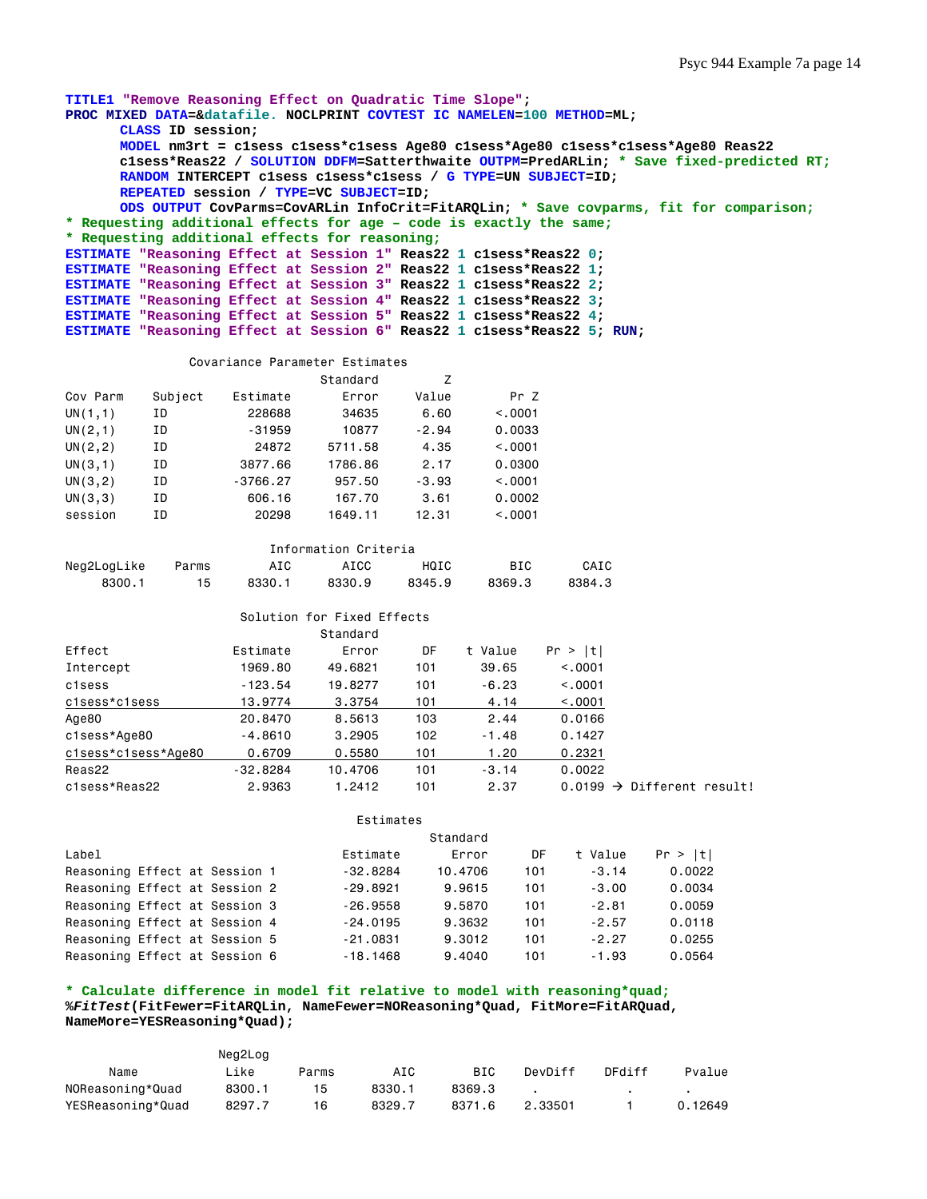```
TITLE1 "Remove Reasoning Effect on Quadratic Time Slope";
PROC MIXED DATA=&datafile. NOCLPRINT COVTEST IC NAMELEN=100 METHOD=ML;
      CLASS ID session;
      MODEL nm3rt = c1sess c1sess*c1sess Age80 c1sess*Age80 c1sess*c1sess*Age80 Reas22
      c1sess*Reas22 / SOLUTION DDFM=Satterthwaite OUTPM=PredARLin; * Save fixed-predicted RT;
      RANDOM INTERCEPT c1sess c1sess*c1sess / G TYPE=UN SUBJECT=ID;
      REPEATED session / TYPE=VC SUBJECT=ID;
      ODS OUTPUT CovParms=CovARLin InfoCrit=FitARQLin; * Save covparms, fit for comparison;
* Requesting additional effects for age – code is exactly the same;
* Requesting additional effects for reasoning;
ESTIMATE "Reasoning Effect at Session 1" Reas22 1 c1sess*Reas22 0;
ESTIMATE "Reasoning Effect at Session 2" Reas22 1 c1sess*Reas22 1;
ESTIMATE "Reasoning Effect at Session 3" Reas22 1 c1sess*Reas22 2;
ESTIMATE "Reasoning Effect at Session 4" Reas22 1 c1sess*Reas22 3;
ESTIMATE "Reasoning Effect at Session 5" Reas22 1 c1sess*Reas22 4;
ESTIMATE "Reasoning Effect at Session 6" Reas22 1 c1sess*Reas22 5; RUN;
```

Covariance Parameter Estimates

| Cov Parm | Subject | Estimate | Standard Error | Z Value | Pr Z |
|---|---|---|---|---|---|
| UN(1,1) | ID | 228688 | 34635 | 6.60 | <.0001 |
| UN(2,1) | ID | -31959 | 10877 | -2.94 | 0.0033 |
| UN(2,2) | ID | 24872 | 5711.58 | 4.35 | <.0001 |
| UN(3,1) | ID | 3877.66 | 1786.86 | 2.17 | 0.0300 |
| UN(3,2) | ID | -3766.27 | 957.50 | -3.93 | <.0001 |
| UN(3,3) | ID | 606.16 | 167.70 | 3.61 | 0.0002 |
| session | ID | 20298 | 1649.11 | 12.31 | <.0001 |

Information Criteria

| Neg2LogLike | Parms | AIC | AICC | HQIC | BIC | CAIC |
|---|---|---|---|---|---|---|
| 8300.1 | 15 | 8330.1 | 8330.9 | 8345.9 | 8369.3 | 8384.3 |

Solution for Fixed Effects

| Effect | Estimate | Standard Error | DF | t Value | Pr > \|t\| |
|---|---|---|---|---|---|
| Intercept | 1969.80 | 49.6821 | 101 | 39.65 | <.0001 |
| c1sess | -123.54 | 19.8277 | 101 | -6.23 | <.0001 |
| c1sess*c1sess | 13.9774 | 3.3754 | 101 | 4.14 | <.0001 |
| Age80 | 20.8470 | 8.5613 | 103 | 2.44 | 0.0166 |
| c1sess*Age80 | -4.8610 | 3.2905 | 102 | -1.48 | 0.1427 |
| c1sess*c1sess*Age80 | 0.6709 | 0.5580 | 101 | 1.20 | 0.2321 |
| Reas22 | -32.8284 | 10.4706 | 101 | -3.14 | 0.0022 |
| c1sess*Reas22 | 2.9363 | 1.2412 | 101 | 2.37 | 0.0199 → Different result! |

Estimates

| Label | Estimate | Standard Error | DF | t Value | Pr > \|t\| |
|---|---|---|---|---|---|
| Reasoning Effect at Session 1 | -32.8284 | 10.4706 | 101 | -3.14 | 0.0022 |
| Reasoning Effect at Session 2 | -29.8921 | 9.9615 | 101 | -3.00 | 0.0034 |
| Reasoning Effect at Session 3 | -26.9558 | 9.5870 | 101 | -2.81 | 0.0059 |
| Reasoning Effect at Session 4 | -24.0195 | 9.3632 | 101 | -2.57 | 0.0118 |
| Reasoning Effect at Session 5 | -21.0831 | 9.3012 | 101 | -2.27 | 0.0255 |
| Reasoning Effect at Session 6 | -18.1468 | 9.4040 | 101 | -1.93 | 0.0564 |

```
* Calculate difference in model fit relative to model with reasoning*quad;
%FitTest(FitFewer=FitARQLin, NameFewer=NOReasoning*Quad, FitMore=FitARQuad,
NameMore=YESReasoning*Quad);
```

| Name | Neg2Log Like | Parms | AIC | BIC | DevDiff | DFdiff | Pvalue |
|---|---|---|---|---|---|---|---|
| NOReasoning*Quad | 8300.1 | 15 | 8330.1 | 8369.3 | . | . | . |
| YESReasoning*Quad | 8297.7 | 16 | 8329.7 | 8371.6 | 2.33501 | 1 | 0.12649 |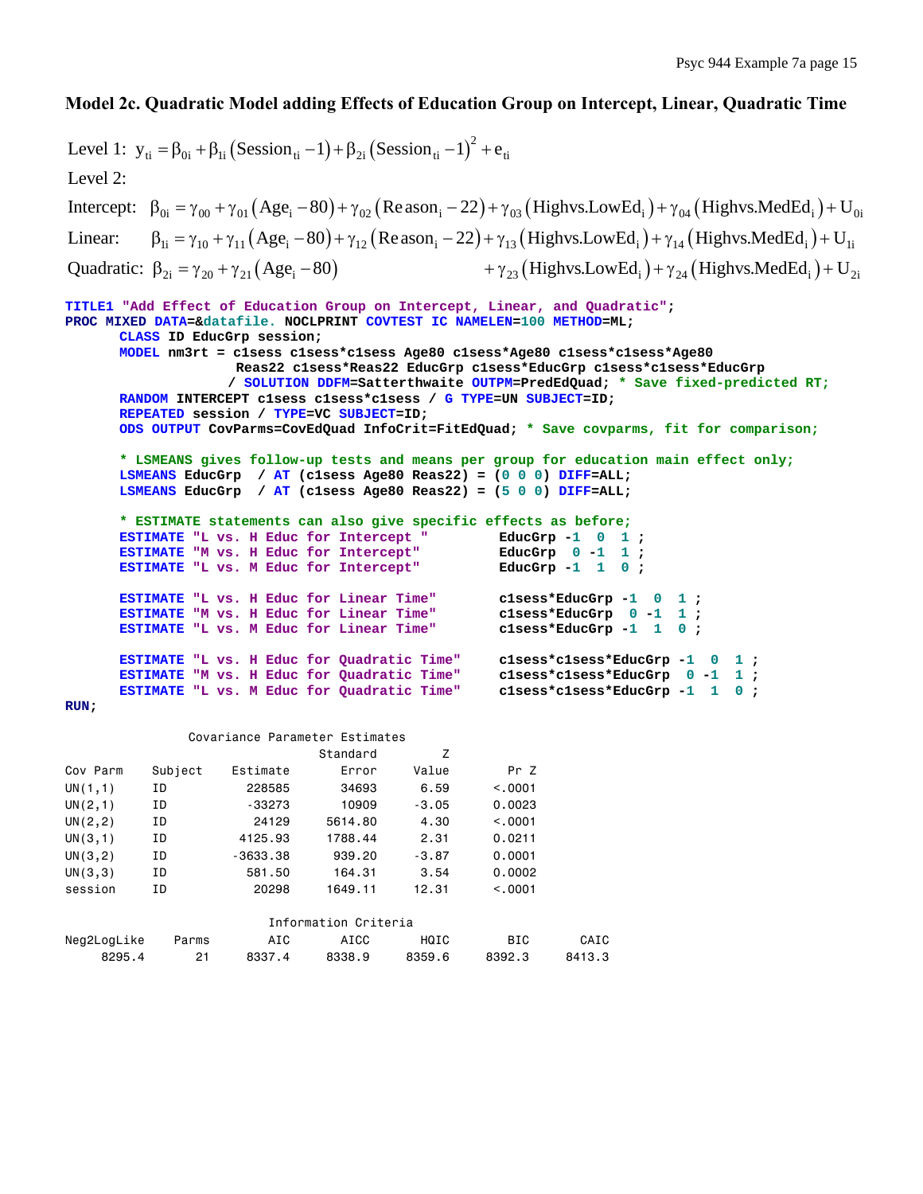**Model 2c. Quadratic Model adding Effects of Education Group on Intercept, Linear, Quadratic Time**

Level 1: $y_{ti} = \beta_{0i} + \beta_{1i}\left(\text{Session}_{ti} - 1\right) + \beta_{2i}\left(\text{Session}_{ti} - 1\right)^2 + e_{ti}$

Level 2:

Intercept: $\beta_{0i} = \gamma_{00} + \gamma_{01}\left(\text{Age}_i - 80\right) + \gamma_{02}\left(\text{Reason}_i - 22\right) + \gamma_{03}\left(\text{Highvs.LowEd}_i\right) + \gamma_{04}\left(\text{Highvs.MedEd}_i\right) + U_{0i}$

Linear: $\beta_{1i} = \gamma_{10} + \gamma_{11}\left(\text{Age}_i - 80\right) + \gamma_{12}\left(\text{Reason}_i - 22\right) + \gamma_{13}\left(\text{Highvs.LowEd}_i\right) + \gamma_{14}\left(\text{Highvs.MedEd}_i\right) + U_{1i}$

Quadratic: $\beta_{2i} = \gamma_{20} + \gamma_{21}\left(\text{Age}_i - 80\right) + \gamma_{23}\left(\text{Highvs.LowEd}_i\right) + \gamma_{24}\left(\text{Highvs.MedEd}_i\right) + U_{2i}$

```
TITLE1 "Add Effect of Education Group on Intercept, Linear, and Quadratic";
PROC MIXED DATA=&datafile. NOCLPRINT COVTEST IC NAMELEN=100 METHOD=ML;
      CLASS ID EducGrp session;
      MODEL nm3rt = c1sess c1sess*c1sess Age80 c1sess*Age80 c1sess*c1sess*Age80
                    Reas22 c1sess*Reas22 EducGrp c1sess*EducGrp c1sess*c1sess*EducGrp
                   / SOLUTION DDFM=Satterthwaite OUTPM=PredEdQuad; * Save fixed-predicted RT;
      RANDOM INTERCEPT c1sess c1sess*c1sess / G TYPE=UN SUBJECT=ID;
      REPEATED session / TYPE=VC SUBJECT=ID;
      ODS OUTPUT CovParms=CovEdQuad InfoCrit=FitEdQuad; * Save covparms, fit for comparison;

      * LSMEANS gives follow-up tests and means per group for education main effect only;
      LSMEANS EducGrp  / AT (c1sess Age80 Reas22) = (0 0 0) DIFF=ALL;
      LSMEANS EducGrp  / AT (c1sess Age80 Reas22) = (5 0 0) DIFF=ALL;

      * ESTIMATE statements can also give specific effects as before;
      ESTIMATE "L vs. H Educ for Intercept "        EducGrp -1  0  1 ;
      ESTIMATE "M vs. H Educ for Intercept"         EducGrp  0 -1  1 ;
      ESTIMATE "L vs. M Educ for Intercept"         EducGrp -1  1  0 ;

      ESTIMATE "L vs. H Educ for Linear Time"       c1sess*EducGrp -1  0  1 ;
      ESTIMATE "M vs. H Educ for Linear Time"       c1sess*EducGrp  0 -1  1 ;
      ESTIMATE "L vs. M Educ for Linear Time"       c1sess*EducGrp -1  1  0 ;

      ESTIMATE "L vs. H Educ for Quadratic Time"    c1sess*c1sess*EducGrp -1  0  1 ;
      ESTIMATE "M vs. H Educ for Quadratic Time"    c1sess*c1sess*EducGrp  0 -1  1 ;
      ESTIMATE "L vs. M Educ for Quadratic Time"    c1sess*c1sess*EducGrp -1  1  0 ;
RUN;
```

Covariance Parameter Estimates

| Cov Parm | Subject | Estimate | Standard Error | Z Value | Pr Z |
|---|---|---|---|---|---|
| UN(1,1) | ID | 228585 | 34693 | 6.59 | <.0001 |
| UN(2,1) | ID | -33273 | 10909 | -3.05 | 0.0023 |
| UN(2,2) | ID | 24129 | 5614.80 | 4.30 | <.0001 |
| UN(3,1) | ID | 4125.93 | 1788.44 | 2.31 | 0.0211 |
| UN(3,2) | ID | -3633.38 | 939.20 | -3.87 | 0.0001 |
| UN(3,3) | ID | 581.50 | 164.31 | 3.54 | 0.0002 |
| session | ID | 20298 | 1649.11 | 12.31 | <.0001 |

Information Criteria

| Neg2LogLike | Parms | AIC | AICC | HQIC | BIC | CAIC |
|---|---|---|---|---|---|---|
| 8295.4 | 21 | 8337.4 | 8338.9 | 8359.6 | 8392.3 | 8413.3 |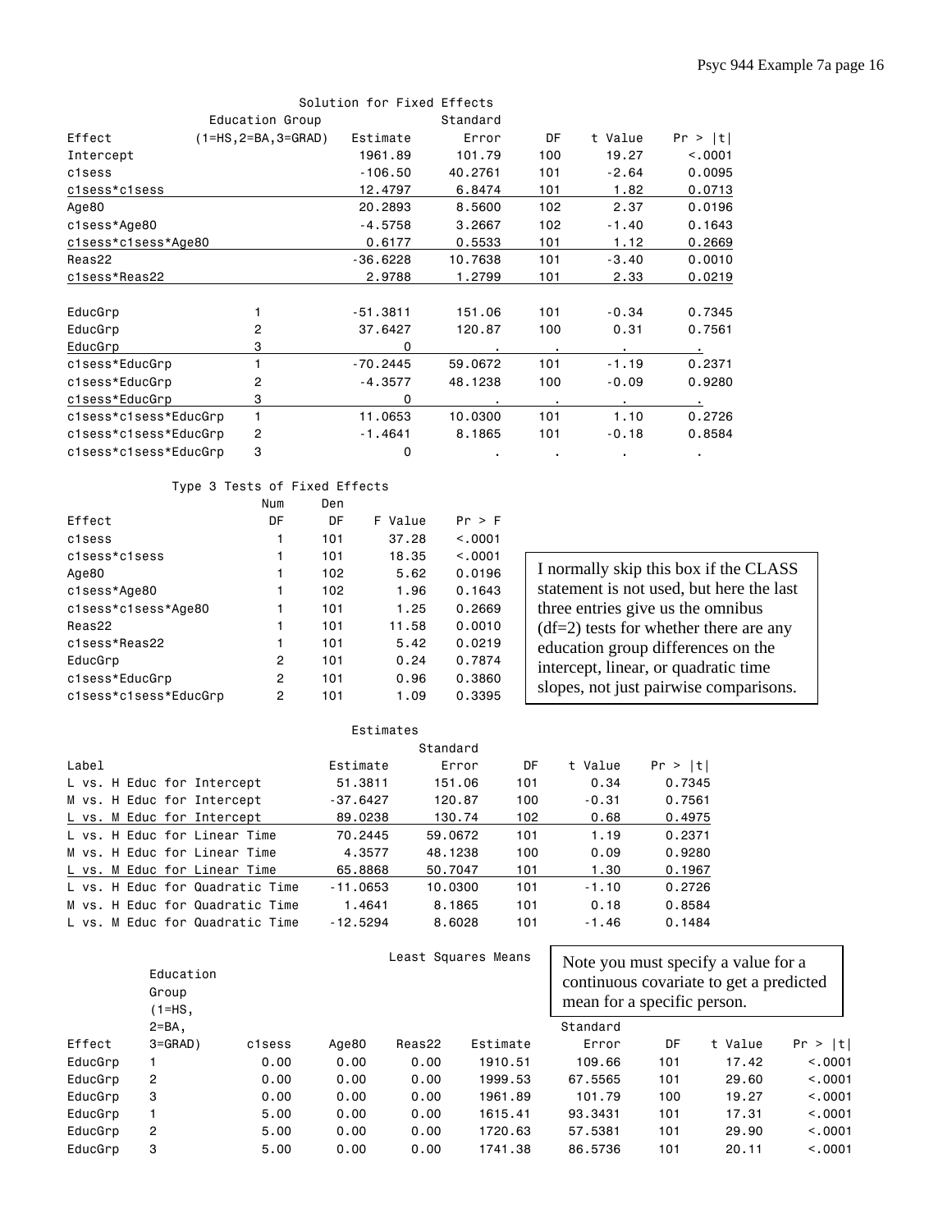**Solution for Fixed Effects**

| Effect | Education Group (1=HS,2=BA,3=GRAD) | Estimate | Standard Error | DF | t Value | Pr > \|t\| |
|---|---|---|---|---|---|---|
| Intercept | | 1961.89 | 101.79 | 100 | 19.27 | <.0001 |
| c1sess | | -106.50 | 40.2761 | 101 | -2.64 | 0.0095 |
| c1sess*c1sess | | 12.4797 | 6.8474 | 101 | 1.82 | 0.0713 |
| Age80 | | 20.2893 | 8.5600 | 102 | 2.37 | 0.0196 |
| c1sess*Age80 | | -4.5758 | 3.2667 | 102 | -1.40 | 0.1643 |
| c1sess*c1sess*Age80 | | 0.6177 | 0.5533 | 101 | 1.12 | 0.2669 |
| Reas22 | | -36.6228 | 10.7638 | 101 | -3.40 | 0.0010 |
| c1sess*Reas22 | | 2.9788 | 1.2799 | 101 | 2.33 | 0.0219 |
| EducGrp | 1 | -51.3811 | 151.06 | 101 | -0.34 | 0.7345 |
| EducGrp | 2 | 37.6427 | 120.87 | 100 | 0.31 | 0.7561 |
| EducGrp | 3 | 0 | . | . | . | . |
| c1sess*EducGrp | 1 | -70.2445 | 59.0672 | 101 | -1.19 | 0.2371 |
| c1sess*EducGrp | 2 | -4.3577 | 48.1238 | 100 | -0.09 | 0.9280 |
| c1sess*EducGrp | 3 | 0 | . | . | . | . |
| c1sess*c1sess*EducGrp | 1 | 11.0653 | 10.0300 | 101 | 1.10 | 0.2726 |
| c1sess*c1sess*EducGrp | 2 | -1.4641 | 8.1865 | 101 | -0.18 | 0.8584 |
| c1sess*c1sess*EducGrp | 3 | 0 | . | . | . | . |

**Type 3 Tests of Fixed Effects**

| Effect | Num DF | Den DF | F Value | Pr > F |
|---|---|---|---|---|
| c1sess | 1 | 101 | 37.28 | <.0001 |
| c1sess*c1sess | 1 | 101 | 18.35 | <.0001 |
| Age80 | 1 | 102 | 5.62 | 0.0196 |
| c1sess*Age80 | 1 | 102 | 1.96 | 0.1643 |
| c1sess*c1sess*Age80 | 1 | 101 | 1.25 | 0.2669 |
| Reas22 | 1 | 101 | 11.58 | 0.0010 |
| c1sess*Reas22 | 1 | 101 | 5.42 | 0.0219 |
| EducGrp | 2 | 101 | 0.24 | 0.7874 |
| c1sess*EducGrp | 2 | 101 | 0.96 | 0.3860 |
| c1sess*c1sess*EducGrp | 2 | 101 | 1.09 | 0.3395 |

I normally skip this box if the CLASS statement is not used, but here the last three entries give us the omnibus (df=2) tests for whether there are any education group differences on the intercept, linear, or quadratic time slopes, not just pairwise comparisons.

**Estimates**

| Label | Estimate | Standard Error | DF | t Value | Pr > \|t\| |
|---|---|---|---|---|---|
| L vs. H Educ for Intercept | 51.3811 | 151.06 | 101 | 0.34 | 0.7345 |
| M vs. H Educ for Intercept | -37.6427 | 120.87 | 100 | -0.31 | 0.7561 |
| L vs. M Educ for Intercept | 89.0238 | 130.74 | 102 | 0.68 | 0.4975 |
| L vs. H Educ for Linear Time | 70.2445 | 59.0672 | 101 | 1.19 | 0.2371 |
| M vs. H Educ for Linear Time | 4.3577 | 48.1238 | 100 | 0.09 | 0.9280 |
| L vs. M Educ for Linear Time | 65.8868 | 50.7047 | 101 | 1.30 | 0.1967 |
| L vs. H Educ for Quadratic Time | -11.0653 | 10.0300 | 101 | -1.10 | 0.2726 |
| M vs. H Educ for Quadratic Time | 1.4641 | 8.1865 | 101 | 0.18 | 0.8584 |
| L vs. M Educ for Quadratic Time | -12.5294 | 8.6028 | 101 | -1.46 | 0.1484 |

**Least Squares Means**

Note you must specify a value for a continuous covariate to get a predicted mean for a specific person.

| Effect | Education Group (1=HS, 2=BA, 3=GRAD) | c1sess | Age80 | Reas22 | Estimate | Standard Error | DF | t Value | Pr > \|t\| |
|---|---|---|---|---|---|---|---|---|---|
| EducGrp | 1 | 0.00 | 0.00 | 0.00 | 1910.51 | 109.66 | 101 | 17.42 | <.0001 |
| EducGrp | 2 | 0.00 | 0.00 | 0.00 | 1999.53 | 67.5565 | 101 | 29.60 | <.0001 |
| EducGrp | 3 | 0.00 | 0.00 | 0.00 | 1961.89 | 101.79 | 100 | 19.27 | <.0001 |
| EducGrp | 1 | 5.00 | 0.00 | 0.00 | 1615.41 | 93.3431 | 101 | 17.31 | <.0001 |
| EducGrp | 2 | 5.00 | 0.00 | 0.00 | 1720.63 | 57.5381 | 101 | 29.90 | <.0001 |
| EducGrp | 3 | 5.00 | 0.00 | 0.00 | 1741.38 | 86.5736 | 101 | 20.11 | <.0001 |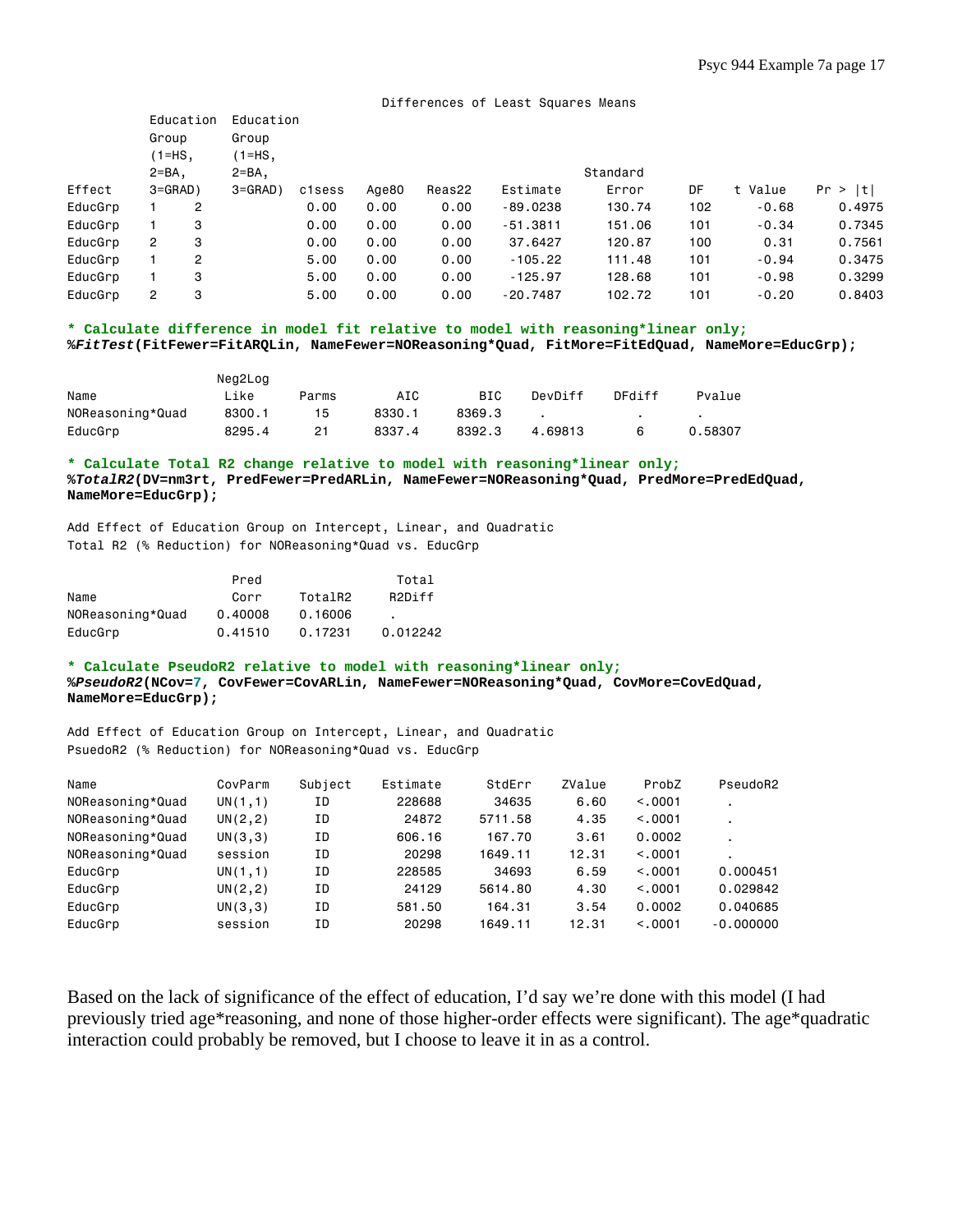Differences of Least Squares Means

| Effect | Education Group (1=HS, 2=BA, 3=GRAD) | Education Group (1=HS, 2=BA, 3=GRAD) | c1sess | Age80 | Reas22 | Estimate | Standard Error | DF | t Value | Pr > \|t\| |
|---|---|---|---|---|---|---|---|---|---|---|
| EducGrp | 1 | 2 | 0.00 | 0.00 | 0.00 | -89.0238 | 130.74 | 102 | -0.68 | 0.4975 |
| EducGrp | 1 | 3 | 0.00 | 0.00 | 0.00 | -51.3811 | 151.06 | 101 | -0.34 | 0.7345 |
| EducGrp | 2 | 3 | 0.00 | 0.00 | 0.00 | 37.6427 | 120.87 | 100 | 0.31 | 0.7561 |
| EducGrp | 1 | 2 | 5.00 | 0.00 | 0.00 | -105.22 | 111.48 | 101 | -0.94 | 0.3475 |
| EducGrp | 1 | 3 | 5.00 | 0.00 | 0.00 | -125.97 | 128.68 | 101 | -0.98 | 0.3299 |
| EducGrp | 2 | 3 | 5.00 | 0.00 | 0.00 | -20.7487 | 102.72 | 101 | -0.20 | 0.8403 |

```
* Calculate difference in model fit relative to model with reasoning*linear only;
%FitTest(FitFewer=FitARQLin, NameFewer=NOReasoning*Quad, FitMore=FitEdQuad, NameMore=EducGrp);
```

| Name | Neg2Log Like | Parms | AIC | BIC | DevDiff | DFdiff | Pvalue |
|---|---|---|---|---|---|---|---|
| NOReasoning*Quad | 8300.1 | 15 | 8330.1 | 8369.3 | . | . | . |
| EducGrp | 8295.4 | 21 | 8337.4 | 8392.3 | 4.69813 | 6 | 0.58307 |

```
* Calculate Total R2 change relative to model with reasoning*linear only;
%TotalR2(DV=nm3rt, PredFewer=PredARLin, NameFewer=NOReasoning*Quad, PredMore=PredEdQuad,
NameMore=EducGrp);
```

Add Effect of Education Group on Intercept, Linear, and Quadratic
Total R2 (% Reduction) for NOReasoning*Quad vs. EducGrp

| Name | Pred Corr | TotalR2 | Total R2Diff |
|---|---|---|---|
| NOReasoning*Quad | 0.40008 | 0.16006 | . |
| EducGrp | 0.41510 | 0.17231 | 0.012242 |

```
* Calculate PseudoR2 relative to model with reasoning*linear only;
%PseudoR2(NCov=7, CovFewer=CovARLin, NameFewer=NOReasoning*Quad, CovMore=CovEdQuad,
NameMore=EducGrp);
```

Add Effect of Education Group on Intercept, Linear, and Quadratic
PsuedoR2 (% Reduction) for NOReasoning*Quad vs. EducGrp

| Name | CovParm | Subject | Estimate | StdErr | ZValue | ProbZ | PseudoR2 |
|---|---|---|---|---|---|---|---|
| NOReasoning*Quad | UN(1,1) | ID | 228688 | 34635 | 6.60 | <.0001 | . |
| NOReasoning*Quad | UN(2,2) | ID | 24872 | 5711.58 | 4.35 | <.0001 | . |
| NOReasoning*Quad | UN(3,3) | ID | 606.16 | 167.70 | 3.61 | 0.0002 | . |
| NOReasoning*Quad | session | ID | 20298 | 1649.11 | 12.31 | <.0001 | . |
| EducGrp | UN(1,1) | ID | 228585 | 34693 | 6.59 | <.0001 | 0.000451 |
| EducGrp | UN(2,2) | ID | 24129 | 5614.80 | 4.30 | <.0001 | 0.029842 |
| EducGrp | UN(3,3) | ID | 581.50 | 164.31 | 3.54 | 0.0002 | 0.040685 |
| EducGrp | session | ID | 20298 | 1649.11 | 12.31 | <.0001 | -0.000000 |

Based on the lack of significance of the effect of education, I'd say we're done with this model (I had previously tried age*reasoning, and none of those higher-order effects were significant). The age*quadratic interaction could probably be removed, but I choose to leave it in as a control.